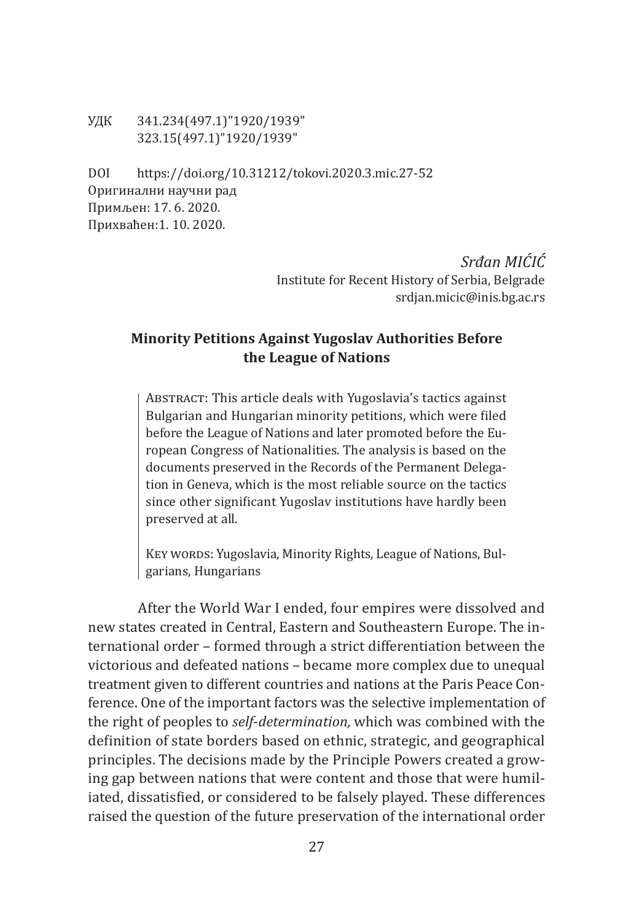УДК 341.234(497.1)"1920/1939"
323.15(497.1)"1920/1939"

DOI https://doi.org/10.31212/tokovi.2020.3.mic.27-52
Оригинални научни рад
Примљен: 17. 6. 2020.
Прихваћен:1. 10. 2020.

*Srđan MIĆIĆ*
Institute for Recent History of Serbia, Belgrade
srdjan.micic@inis.bg.ac.rs

## Minority Petitions Against Yugoslav Authorities Before the League of Nations

> Abstract: This article deals with Yugoslavia's tactics against Bulgarian and Hungarian minority petitions, which were filed before the League of Nations and later promoted before the European Congress of Nationalities. The analysis is based on the documents preserved in the Records of the Permanent Delegation in Geneva, which is the most reliable source on the tactics since other significant Yugoslav institutions have hardly been preserved at all.
>
> Key words: Yugoslavia, Minority Rights, League of Nations, Bulgarians, Hungarians

After the World War I ended, four empires were dissolved and new states created in Central, Eastern and Southeastern Europe. The international order – formed through a strict differentiation between the victorious and defeated nations – became more complex due to unequal treatment given to different countries and nations at the Paris Peace Conference. One of the important factors was the selective implementation of the right of peoples to *self-determination,* which was combined with the definition of state borders based on ethnic, strategic, and geographical principles. The decisions made by the Principle Powers created a growing gap between nations that were content and those that were humiliated, dissatisfied, or considered to be falsely played. These differences raised the question of the future preservation of the international order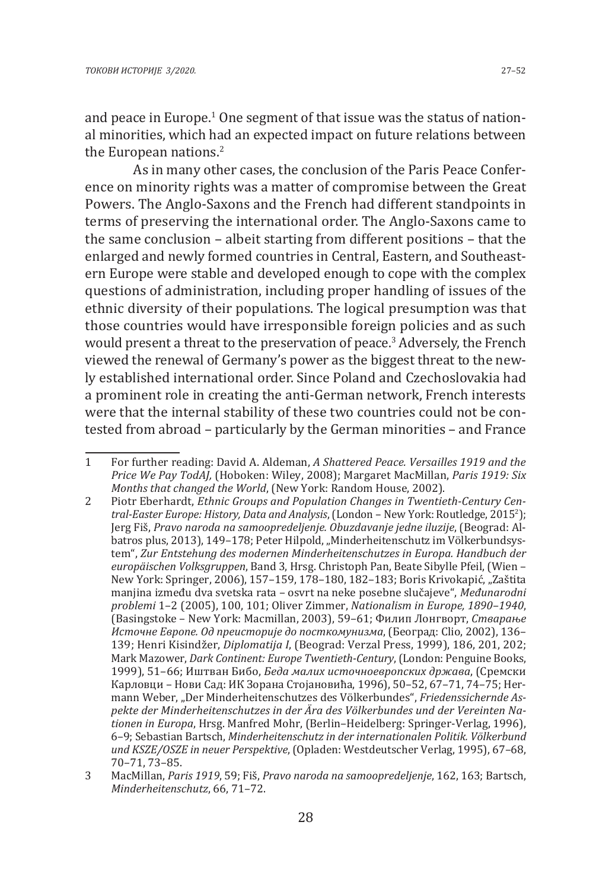and peace in Europe.[1] One segment of that issue was the status of national minorities, which had an expected impact on future relations between the European nations.[2]

As in many other cases, the conclusion of the Paris Peace Conference on minority rights was a matter of compromise between the Great Powers. The Anglo-Saxons and the French had different standpoints in terms of preserving the international order. The Anglo-Saxons came to the same conclusion – albeit starting from different positions – that the enlarged and newly formed countries in Central, Eastern, and Southeastern Europe were stable and developed enough to cope with the complex questions of administration, including proper handling of issues of the ethnic diversity of their populations. The logical presumption was that those countries would have irresponsible foreign policies and as such would present a threat to the preservation of peace.[3] Adversely, the French viewed the renewal of Germany's power as the biggest threat to the newly established international order. Since Poland and Czechoslovakia had a prominent role in creating the anti-German network, French interests were that the internal stability of these two countries could not be contested from abroad – particularly by the German minorities – and France

---

1 For further reading: David A. Aldeman, *A Shattered Peace. Versailles 1919 and the Price We Pay TodAJ,* (Hoboken: Wiley, 2008); Margaret MacMillan, *Paris 1919: Six Months that changed the World*, (New York: Random House, 2002).

2 Piotr Eberhardt, *Ethnic Groups and Population Changes in Twentieth-Century Central-Easter Europe: History, Data and Analysis*, (London – New York: Routledge, 2015[2]); Jerg Fiš, *Pravo naroda na samoopredeljenje. Obuzdavanje jedne iluzije*, (Beograd: Albatros plus, 2013), 149–178; Peter Hilpold, „Minderheitenschutz im Völkerbundsystem", *Zur Entstehung des modernen Minderheitenschutzes in Europa. Handbuch der europäischen Volksgruppen*, Band 3, Hrsg. Christoph Pan, Beate Sibylle Pfeil, (Wien – New York: Springer, 2006), 157–159, 178–180, 182–183; Boris Krivokapić, „Zaštita manjina između dva svetska rata – osvrt na neke posebne slučajeve", *Međunarodni problemi* 1–2 (2005), 100, 101; Oliver Zimmer, *Nationalism in Europe, 1890–1940*, (Basingstoke – New York: Macmillan, 2003), 59–61; Филип Лонгворт, *Стварање Источне Европе. Од праисторије до посткомунизма*, (Београд: Clio, 2002), 136–139; Henri Kisindžer, *Diplomatija I*, (Beograd: Verzal Press, 1999), 186, 201, 202; Mark Mazower, *Dark Continent: Europe Twentieth-Century*, (London: Penguine Books, 1999), 51–66; Иштван Бибо, *Беда малих источноевропских држава*, (Сремски Карловци – Нови Сад: ИК Зорана Стојановића, 1996), 50–52, 67–71, 74–75; Hermann Weber, „Der Minderheitenschutzes des Völkerbundes", *Friedenssichernde Aspekte der Minderheitenschutzes in der Ära des Völkerbundes und der Vereinten Nationen in Europa*, Hrsg. Manfred Mohr, (Berlin–Heidelberg: Springer-Verlag, 1996), 6–9; Sebastian Bartsch, *Minderheitenschutz in der internationalen Politik. Völkerbund und KSZE/OSZE in neuer Perspektive*, (Opladen: Westdeutscher Verlag, 1995), 67–68, 70–71, 73–85.

3 MacMillan, *Paris 1919*, 59; Fiš, *Pravo naroda na samoopredeljenje*, 162, 163; Bartsch, *Minderheitenschutz*, 66, 71–72.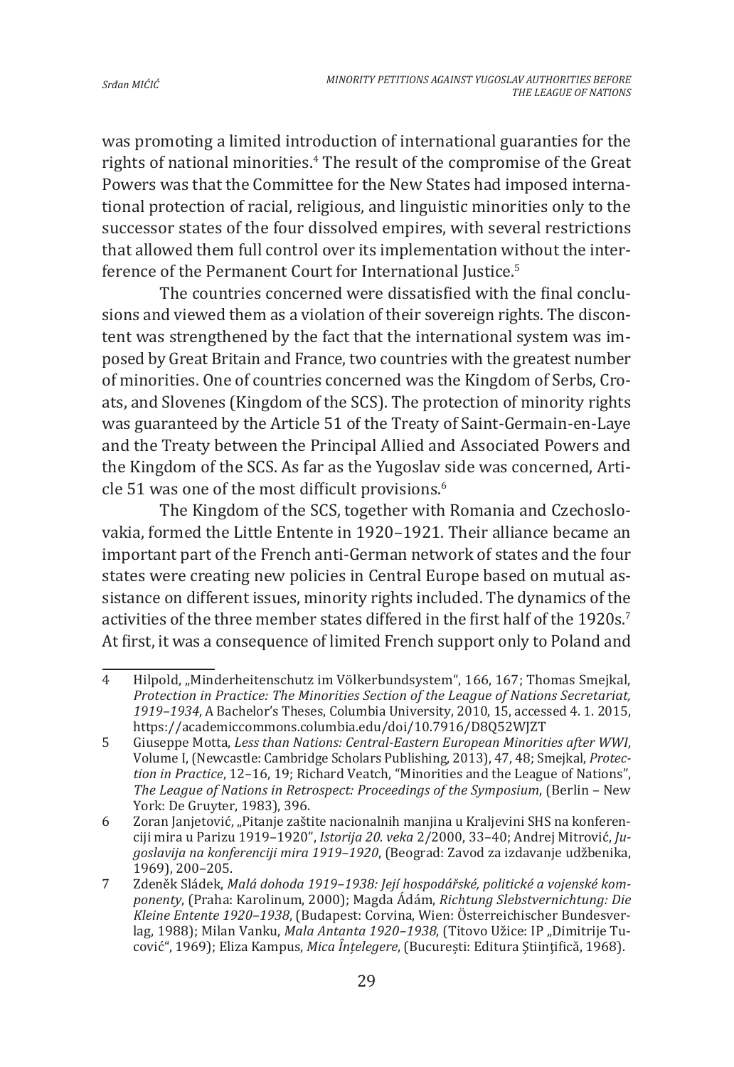was promoting a limited introduction of international guarantees for the rights of national minorities.[4] The result of the compromise of the Great Powers was that the Committee for the New States had imposed international protection of racial, religious, and linguistic minorities only to the successor states of the four dissolved empires, with several restrictions that allowed them full control over its implementation without the interference of the Permanent Court for International Justice.[5]

The countries concerned were dissatisfied with the final conclusions and viewed them as a violation of their sovereign rights. The discontent was strengthened by the fact that the international system was imposed by Great Britain and France, two countries with the greatest number of minorities. One of countries concerned was the Kingdom of Serbs, Croats, and Slovenes (Kingdom of the SCS). The protection of minority rights was guaranteed by the Article 51 of the Treaty of Saint-Germain-en-Laye and the Treaty between the Principal Allied and Associated Powers and the Kingdom of the SCS. As far as the Yugoslav side was concerned, Article 51 was one of the most difficult provisions.[6]

The Kingdom of the SCS, together with Romania and Czechoslovakia, formed the Little Entente in 1920–1921. Their alliance became an important part of the French anti-German network of states and the four states were creating new policies in Central Europe based on mutual assistance on different issues, minority rights included. The dynamics of the activities of the three member states differed in the first half of the 1920s.[7] At first, it was a consequence of limited French support only to Poland and

---

4 Hilpold, „Minderheitenschutz im Völkerbundsystem", 166, 167; Thomas Smejkal, *Protection in Practice: The Minorities Section of the League of Nations Secretariat, 1919–1934*, A Bachelor's Theses, Columbia University, 2010, 15, accessed 4. 1. 2015, https://academiccommons.columbia.edu/doi/10.7916/D8Q52WJZT

5 Giuseppe Motta, *Less than Nations: Central-Eastern European Minorities after WWI*, Volume I, (Newcastle: Cambridge Scholars Publishing, 2013), 47, 48; Smejkal, *Protection in Practice*, 12–16, 19; Richard Veatch, "Minorities and the League of Nations", *The League of Nations in Retrospect: Proceedings of the Symposium*, (Berlin – New York: De Gruyter, 1983), 396.

6 Zoran Janjetović, „Pitanje zaštite nacionalnih manjina u Kraljevini SHS na konferenciji mira u Parizu 1919–1920", *Istorija 20. veka* 2/2000, 33–40; Andrej Mitrović, *Jugoslavija na konferenciji mira 1919–1920*, (Beograd: Zavod za izdavanje udžbenika, 1969), 200–205.

7 Zdeněk Sládek, *Malá dohoda 1919–1938: Její hospodářské, politické a vojenské komponenty*, (Praha: Karolinum, 2000); Magda Ádám, *Richtung Slebstvernichtung: Die Kleine Entente 1920–1938*, (Budapest: Corvina, Wien: Österreichischer Bundesverlag, 1988); Milan Vanku, *Mala Antanta 1920–1938*, (Titovo Užice: IP „Dimitrije Tucović", 1969); Eliza Kampus, *Mica Înțelegere*, (București: Editura Științifică, 1968).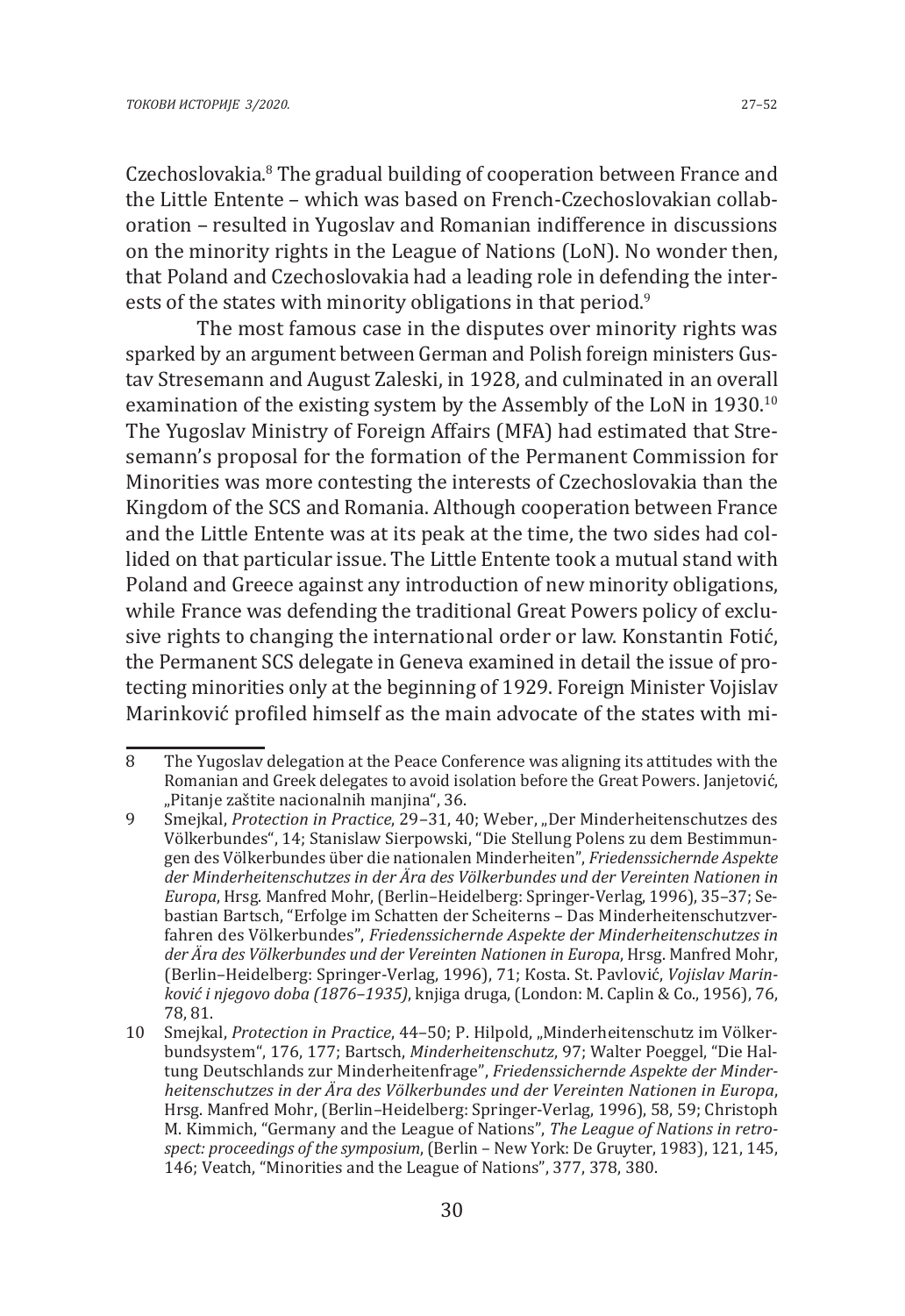Czechoslovakia.[8] The gradual building of cooperation between France and the Little Entente – which was based on French-Czechoslovakian collaboration – resulted in Yugoslav and Romanian indifference in discussions on the minority rights in the League of Nations (LoN). No wonder then, that Poland and Czechoslovakia had a leading role in defending the interests of the states with minority obligations in that period.[9]

The most famous case in the disputes over minority rights was sparked by an argument between German and Polish foreign ministers Gustav Stresemann and August Zaleski, in 1928, and culminated in an overall examination of the existing system by the Assembly of the LoN in 1930.[10] The Yugoslav Ministry of Foreign Affairs (MFA) had estimated that Stresemann's proposal for the formation of the Permanent Commission for Minorities was more contesting the interests of Czechoslovakia than the Kingdom of the SCS and Romania. Although cooperation between France and the Little Entente was at its peak at the time, the two sides had collided on that particular issue. The Little Entente took a mutual stand with Poland and Greece against any introduction of new minority obligations, while France was defending the traditional Great Powers policy of exclusive rights to changing the international order or law. Konstantin Fotić, the Permanent SCS delegate in Geneva examined in detail the issue of protecting minorities only at the beginning of 1929. Foreign Minister Vojislav Marinković profiled himself as the main advocate of the states with mi-

---

8 The Yugoslav delegation at the Peace Conference was aligning its attitudes with the Romanian and Greek delegates to avoid isolation before the Great Powers. Janjetović, „Pitanje zaštite nacionalnih manjina", 36.

9 Smejkal, *Protection in Practice*, 29–31, 40; Weber, „Der Minderheitenschutzes des Völkerbundes", 14; Stanislaw Sierpowski, "Die Stellung Polens zu dem Bestimmungen des Völkerbundes über die nationalen Minderheiten", *Friedenssichernde Aspekte der Minderheitenschutzes in der Ära des Völkerbundes und der Vereinten Nationen in Europa*, Hrsg. Manfred Mohr, (Berlin–Heidelberg: Springer-Verlag, 1996), 35–37; Sebastian Bartsch, "Erfolge im Schatten der Scheiterns – Das Minderheitenschutzverfahren des Völkerbundes", *Friedenssichernde Aspekte der Minderheitenschutzes in der Ära des Völkerbundes und der Vereinten Nationen in Europa*, Hrsg. Manfred Mohr, (Berlin–Heidelberg: Springer-Verlag, 1996), 71; Kosta. St. Pavlović, *Vojislav Marinković i njegovo doba (1876–1935)*, knjiga druga, (London: M. Caplin & Co., 1956), 76, 78, 81.

10 Smejkal, *Protection in Practice*, 44–50; P. Hilpold, „Minderheitenschutz im Völkerbundsystem", 176, 177; Bartsch, *Minderheitenschutz*, 97; Walter Poeggel, "Die Haltung Deutschlands zur Minderheitenfrage", *Friedenssichernde Aspekte der Minderheitenschutzes in der Ära des Völkerbundes und der Vereinten Nationen in Europa*, Hrsg. Manfred Mohr, (Berlin–Heidelberg: Springer-Verlag, 1996), 58, 59; Christoph M. Kimmich, "Germany and the League of Nations", *The League of Nations in retrospect: proceedings of the symposium*, (Berlin – New York: De Gruyter, 1983), 121, 145, 146; Veatch, "Minorities and the League of Nations", 377, 378, 380.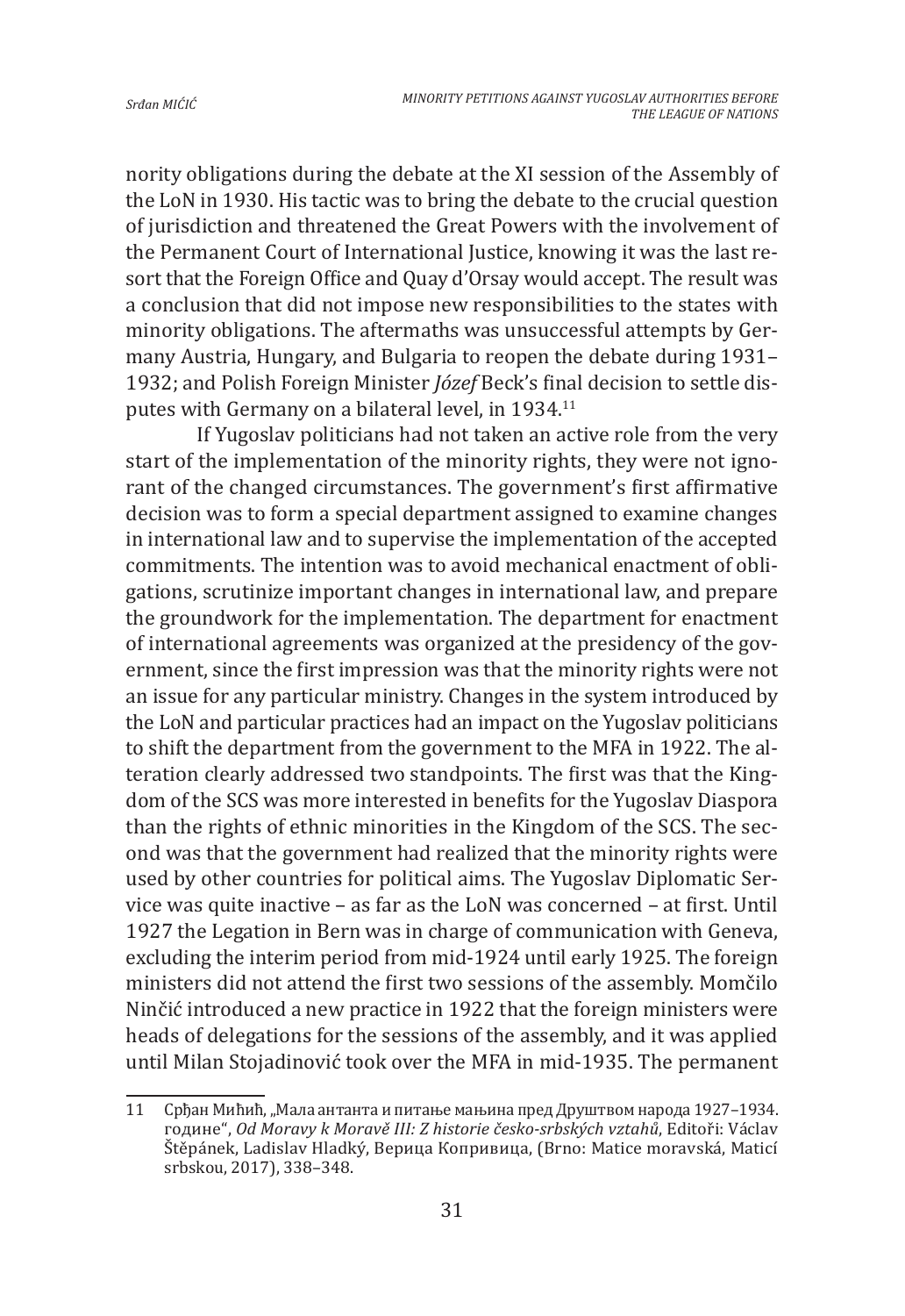nority obligations during the debate at the XI session of the Assembly of the LoN in 1930. His tactic was to bring the debate to the crucial question of jurisdiction and threatened the Great Powers with the involvement of the Permanent Court of International Justice, knowing it was the last resort that the Foreign Office and Quay d'Orsay would accept. The result was a conclusion that did not impose new responsibilities to the states with minority obligations. The aftermaths was unsuccessful attempts by Germany Austria, Hungary, and Bulgaria to reopen the debate during 1931–1932; and Polish Foreign Minister *Józef* Beck's final decision to settle disputes with Germany on a bilateral level, in 1934.[11]

If Yugoslav politicians had not taken an active role from the very start of the implementation of the minority rights, they were not ignorant of the changed circumstances. The government's first affirmative decision was to form a special department assigned to examine changes in international law and to supervise the implementation of the accepted commitments. The intention was to avoid mechanical enactment of obligations, scrutinize important changes in international law, and prepare the groundwork for the implementation. The department for enactment of international agreements was organized at the presidency of the government, since the first impression was that the minority rights were not an issue for any particular ministry. Changes in the system introduced by the LoN and particular practices had an impact on the Yugoslav politicians to shift the department from the government to the MFA in 1922. The alteration clearly addressed two standpoints. The first was that the Kingdom of the SCS was more interested in benefits for the Yugoslav Diaspora than the rights of ethnic minorities in the Kingdom of the SCS. The second was that the government had realized that the minority rights were used by other countries for political aims. The Yugoslav Diplomatic Service was quite inactive – as far as the LoN was concerned – at first. Until 1927 the Legation in Bern was in charge of communication with Geneva, excluding the interim period from mid-1924 until early 1925. The foreign ministers did not attend the first two sessions of the assembly. Momčilo Ninčić introduced a new practice in 1922 that the foreign ministers were heads of delegations for the sessions of the assembly, and it was applied until Milan Stojadinović took over the MFA in mid-1935. The permanent

---

11 Срђан Мићић, „Мала антанта и питање мањина пред Друштвом народа 1927–1934. године", *Od Moravy k Moravě III: Z historie česko-srbských vztahů*, Editoři: Václav Štěpánek, Ladislav Hladký, Верица Копривица, (Brno: Matice moravská, Maticí srbskou, 2017), 338–348.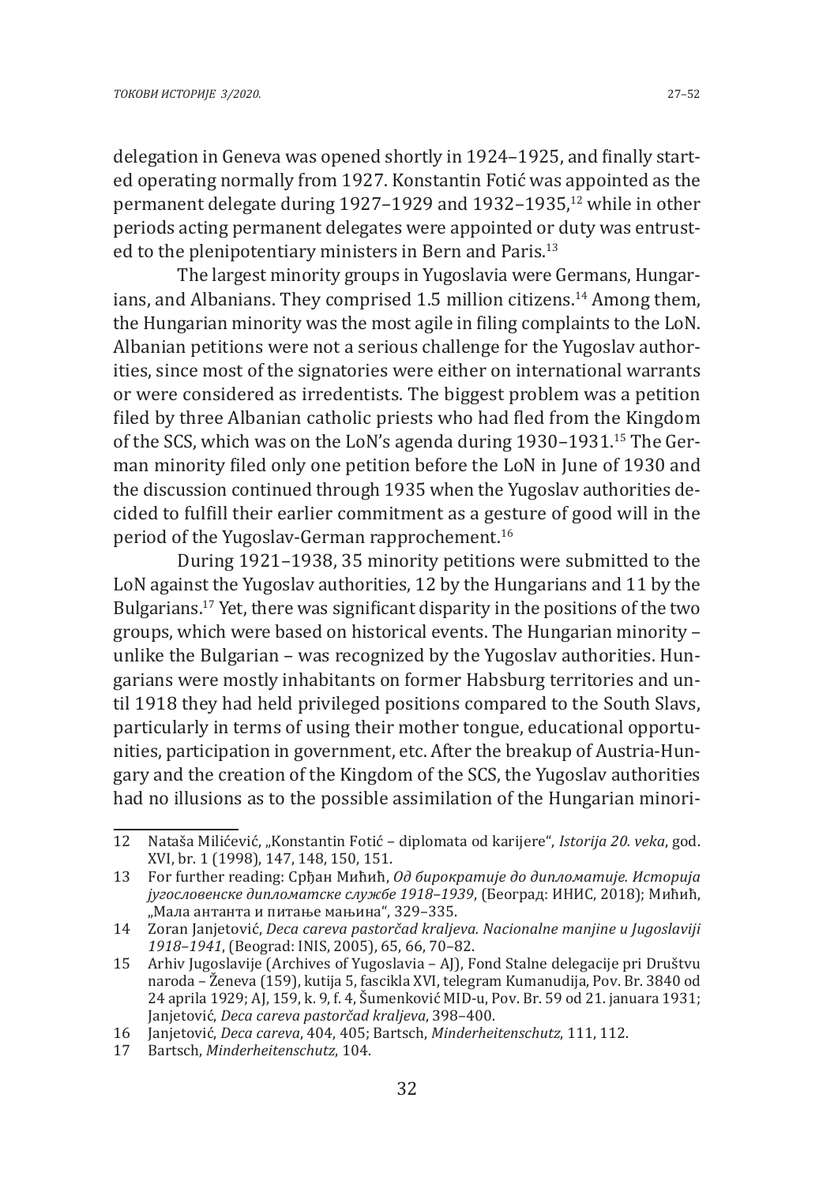delegation in Geneva was opened shortly in 1924–1925, and finally started operating normally from 1927. Konstantin Fotić was appointed as the permanent delegate during 1927–1929 and 1932–1935,[12] while in other periods acting permanent delegates were appointed or duty was entrusted to the plenipotentiary ministers in Bern and Paris.[13]

The largest minority groups in Yugoslavia were Germans, Hungarians, and Albanians. They comprised 1.5 million citizens.[14] Among them, the Hungarian minority was the most agile in filing complaints to the LoN. Albanian petitions were not a serious challenge for the Yugoslav authorities, since most of the signatories were either on international warrants or were considered as irredentists. The biggest problem was a petition filed by three Albanian catholic priests who had fled from the Kingdom of the SCS, which was on the LoN's agenda during 1930–1931.[15] The German minority filed only one petition before the LoN in June of 1930 and the discussion continued through 1935 when the Yugoslav authorities decided to fulfill their earlier commitment as a gesture of good will in the period of the Yugoslav-German rapprochement.[16]

During 1921–1938, 35 minority petitions were submitted to the LoN against the Yugoslav authorities, 12 by the Hungarians and 11 by the Bulgarians.[17] Yet, there was significant disparity in the positions of the two groups, which were based on historical events. The Hungarian minority – unlike the Bulgarian – was recognized by the Yugoslav authorities. Hungarians were mostly inhabitants on former Habsburg territories and until 1918 they had held privileged positions compared to the South Slavs, particularly in terms of using their mother tongue, educational opportunities, participation in government, etc. After the breakup of Austria-Hungary and the creation of the Kingdom of the SCS, the Yugoslav authorities had no illusions as to the possible assimilation of the Hungarian minori-

---

12 Nataša Milićević, „Konstantin Fotić – diplomata od karijere", *Istorija 20. veka*, god. XVI, br. 1 (1998), 147, 148, 150, 151.

13 For further reading: Срђан Мићић, *Од бирократије до дипломатије. Историја југословенске дипломатске службе 1918–1939*, (Београд: ИНИС, 2018); Мићић, „Мала антанта и питање мањина", 329–335.

14 Zoran Janjetović, *Deca careva pastorčad kraljeva. Nacionalne manjine u Jugoslaviji 1918–1941*, (Beograd: INIS, 2005), 65, 66, 70–82.

15 Arhiv Jugoslavije (Archives of Yugoslavia – AJ), Fond Stalne delegacije pri Društvu naroda – Ženeva (159), kutija 5, fascikla XVI, telegram Kumanudija, Pov. Br. 3840 od 24 aprila 1929; AJ, 159, k. 9, f. 4, Šumenković MID-u, Pov. Br. 59 od 21. januara 1931; Janjetović, *Deca careva pastorčad kraljeva*, 398–400.

16 Janjetović, *Deca careva*, 404, 405; Bartsch, *Minderheitenschutz*, 111, 112.

17 Bartsch, *Minderheitenschutz*, 104.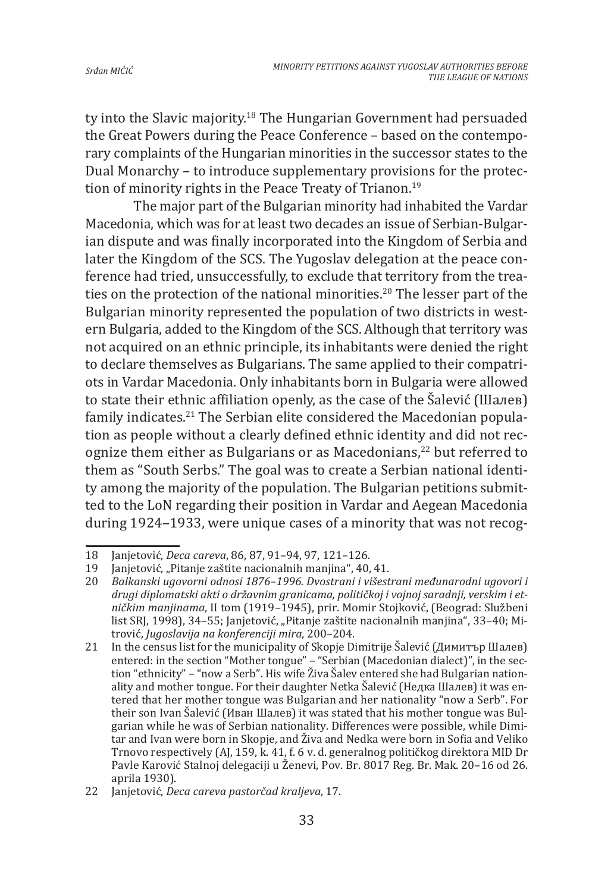ty into the Slavic majority.[18] The Hungarian Government had persuaded the Great Powers during the Peace Conference – based on the contemporary complaints of the Hungarian minorities in the successor states to the Dual Monarchy – to introduce supplementary provisions for the protection of minority rights in the Peace Treaty of Trianon.[19]

The major part of the Bulgarian minority had inhabited the Vardar Macedonia, which was for at least two decades an issue of Serbian-Bulgarian dispute and was finally incorporated into the Kingdom of Serbia and later the Kingdom of the SCS. The Yugoslav delegation at the peace conference had tried, unsuccessfully, to exclude that territory from the treaties on the protection of the national minorities.[20] The lesser part of the Bulgarian minority represented the population of two districts in western Bulgaria, added to the Kingdom of the SCS. Although that territory was not acquired on an ethnic principle, its inhabitants were denied the right to declare themselves as Bulgarians. The same applied to their compatriots in Vardar Macedonia. Only inhabitants born in Bulgaria were allowed to state their ethnic affiliation openly, as the case of the Šalević (Шалев) family indicates.[21] The Serbian elite considered the Macedonian population as people without a clearly defined ethnic identity and did not recognize them either as Bulgarians or as Macedonians,[22] but referred to them as "South Serbs." The goal was to create a Serbian national identity among the majority of the population. The Bulgarian petitions submitted to the LoN regarding their position in Vardar and Aegean Macedonia during 1924–1933, were unique cases of a minority that was not recog-

---

18 Janjetović, *Deca careva*, 86, 87, 91–94, 97, 121–126.

19 Janjetović, „Pitanje zaštite nacionalnih manjina", 40, 41.

20 *Balkanski ugovorni odnosi 1876–1996. Dvostrani i višestrani međunarodni ugovori i drugi diplomatski akti o državnim granicama, političkoj i vojnoj saradnji, verskim i etničkim manjinama*, II tom (1919–1945), prir. Momir Stojković, (Beograd: Službeni list SRJ, 1998), 34–55; Janjetović, „Pitanje zaštite nacionalnih manjina", 33–40; Mitrović, *Jugoslavija na konferenciji mira*, 200–204.

21 In the census list for the municipality of Skopje Dimitrije Šalević (Димитър Шалев) entered: in the section "Mother tongue" – "Serbian (Macedonian dialect)", in the section "ethnicity" – "now a Serb". His wife Živa Šalev entered she had Bulgarian nationality and mother tongue. For their daughter Netka Šalević (Недка Шалев) it was entered that her mother tongue was Bulgarian and her nationality "now a Serb". For their son Ivan Šalević (Иван Шалев) it was stated that his mother tongue was Bulgarian while he was of Serbian nationality. Differences were possible, while Dimitar and Ivan were born in Skopje, and Živa and Nedka were born in Sofia and Veliko Trnovo respectively (AJ, 159, k. 41, f. 6 v. d. generalnog političkog direktora MID Dr Pavle Karović Stalnoj delegaciji u Ženevi, Pov. Br. 8017 Reg. Br. Mak. 20–16 od 26. aprila 1930).

22 Janjetović, *Deca careva pastorčad kraljeva*, 17.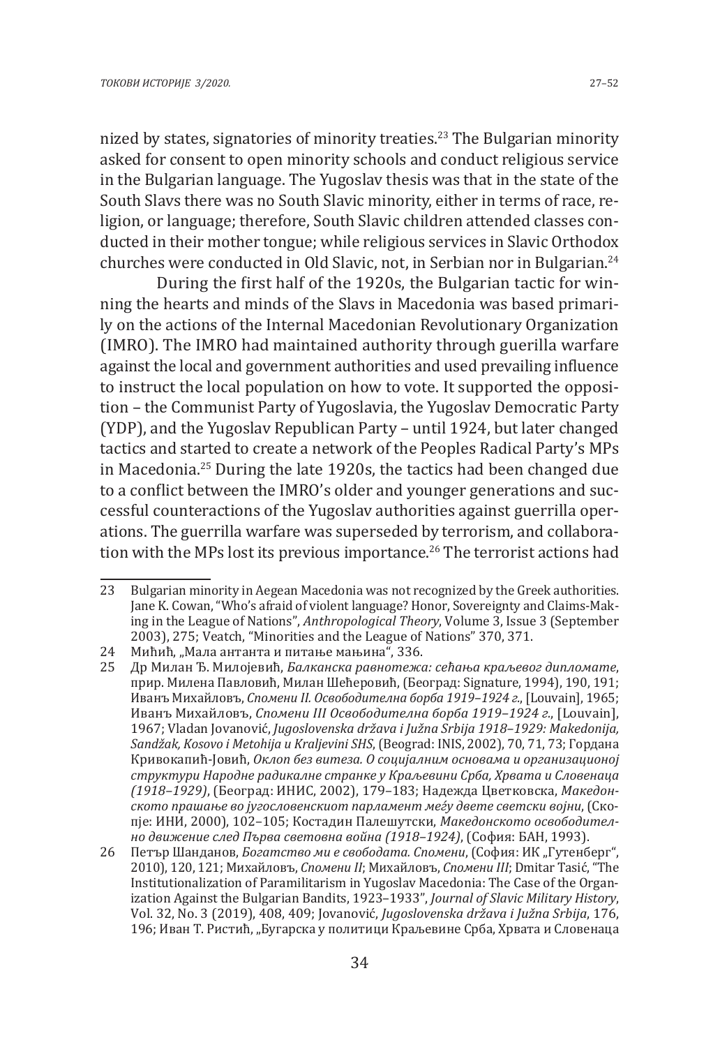nized by states, signatories of minority treaties.[23] The Bulgarian minority asked for consent to open minority schools and conduct religious service in the Bulgarian language. The Yugoslav thesis was that in the state of the South Slavs there was no South Slavic minority, either in terms of race, religion, or language; therefore, South Slavic children attended classes conducted in their mother tongue; while religious services in Slavic Orthodox churches were conducted in Old Slavic, not, in Serbian nor in Bulgarian.[24]

During the first half of the 1920s, the Bulgarian tactic for winning the hearts and minds of the Slavs in Macedonia was based primarily on the actions of the Internal Macedonian Revolutionary Organization (IMRO). The IMRO had maintained authority through guerilla warfare against the local and government authorities and used prevailing influence to instruct the local population on how to vote. It supported the opposition – the Communist Party of Yugoslavia, the Yugoslav Democratic Party (YDP), and the Yugoslav Republican Party – until 1924, but later changed tactics and started to create a network of the Peoples Radical Party's MPs in Macedonia.[25] During the late 1920s, the tactics had been changed due to a conflict between the IMRO's older and younger generations and successful counteractions of the Yugoslav authorities against guerrilla operations. The guerrilla warfare was superseded by terrorism, and collaboration with the MPs lost its previous importance.[26] The terrorist actions had

---

23 Bulgarian minority in Aegean Macedonia was not recognized by the Greek authorities. Jane K. Cowan, "Who's afraid of violent language? Honor, Sovereignty and Claims-Making in the League of Nations", *Anthropological Theory*, Volume 3, Issue 3 (September 2003), 275; Veatch, "Minorities and the League of Nations" 370, 371.

24 Мићић, „Мала антанта и питање мањина", 336.

25 Др Милан Ђ. Милојевић, *Балканска равнотежа: сећања краљевог дипломате*, прир. Милена Павловић, Милан Шећеровић, (Београд: Signature, 1994), 190, 191; Иванъ Михайловъ, *Спомени II. Освободителна борба 1919–1924 г.*, [Louvain], 1965; Иванъ Михайловъ, *Спомени III Освободителна борба 1919–1924 г.*, [Louvain], 1967; Vladan Jovanović, *Jugoslovenska država i Južna Srbija 1918–1929: Makedonija, Sandžak, Kosovo i Metohija u Kraljevini SHS*, (Beograd: INIS, 2002), 70, 71, 73; Гордана Кривокапић-Јовић, *Оклоп без витеза. О социјалним основама и организационој структури Народне радикалне странке у Краљевини Срба, Хрвата и Словенаца (1918–1929)*, (Београд: ИНИС, 2002), 179–183; Надежда Цветковска, *Македонското прашање во југословенскиот парламент меѓу двете светски војни*, (Скопје: ИНИ, 2000), 102–105; Костадин Палешутски, *Македонското освободително движение след Първа световна война (1918–1924)*, (София: БАН, 1993).

26 Петър Шанданов, *Богатство ми е свободата. Спомени*, (София: ИК „Гутенберг", 2010), 120, 121; Михайловъ, *Спомени II*; Михайловъ, *Спомени III*; Dmitar Tasić, "The Institutionalization of Paramilitarism in Yugoslav Macedonia: The Case of the Organization Against the Bulgarian Bandits, 1923–1933", *Journal of Slavic Military History*, Vol. 32, No. 3 (2019), 408, 409; Jovanović, *Jugoslovenska država i Južna Srbija*, 176, 196; Иван Т. Ристић, „Бугарска у политици Краљевине Срба, Хрвата и Словенаца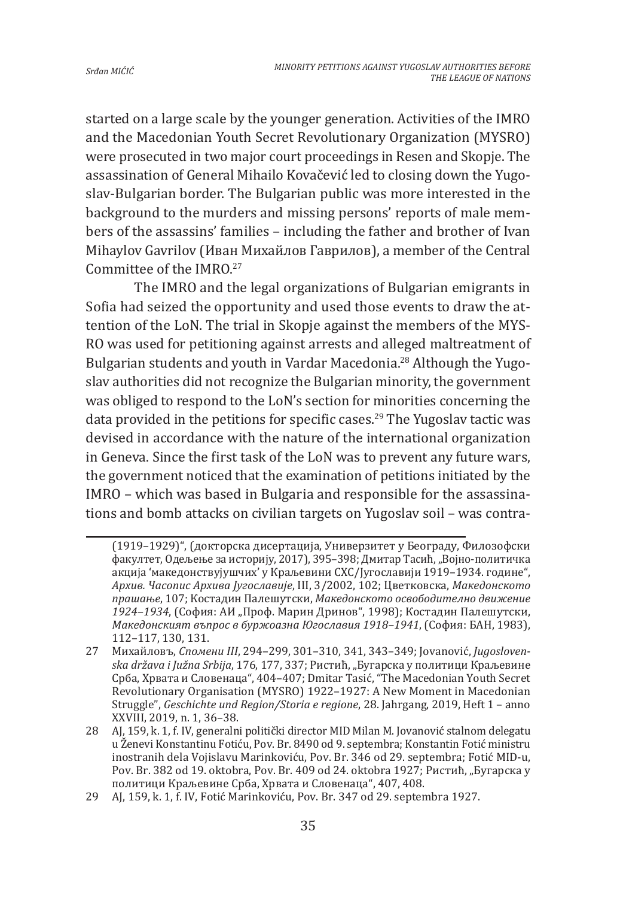started on a large scale by the younger generation. Activities of the IMRO and the Macedonian Youth Secret Revolutionary Organization (MYSRO) were prosecuted in two major court proceedings in Resen and Skopje. The assassination of General Mihailo Kovačević led to closing down the Yugoslav-Bulgarian border. The Bulgarian public was more interested in the background to the murders and missing persons' reports of male members of the assassins' families – including the father and brother of Ivan Mihaylov Gavrilov (Иван Михайлов Гаврилов), a member of the Central Committee of the IMRO.[27]

The IMRO and the legal organizations of Bulgarian emigrants in Sofia had seized the opportunity and used those events to draw the attention of the LoN. The trial in Skopje against the members of the MYSRO was used for petitioning against arrests and alleged maltreatment of Bulgarian students and youth in Vardar Macedonia.[28] Although the Yugoslav authorities did not recognize the Bulgarian minority, the government was obliged to respond to the LoN's section for minorities concerning the data provided in the petitions for specific cases.[29] The Yugoslav tactic was devised in accordance with the nature of the international organization in Geneva. Since the first task of the LoN was to prevent any future wars, the government noticed that the examination of petitions initiated by the IMRO – which was based in Bulgaria and responsible for the assassinations and bomb attacks on civilian targets on Yugoslav soil – was contra-

---

(1919–1929)", (докторска дисертација, Универзитет у Београду, Филозофски факултет, Одељење за историју, 2017), 395–398; Дмитар Тасић, „Војно-политичка акција 'македонствујушчих' у Краљевини СХС/Југославији 1919–1934. године", *Архив. Часопис Архива Југославије*, III, 3/2002, 102; Цветковска, *Македонското прашање*, 107; Костадин Палешутски, *Македонското освободително движение 1924–1934*, (София: АИ „Проф. Марин Дринов", 1998); Костадин Палешутски, *Македонският въпрос в буржоазна Югославия 1918–1941*, (София: БАН, 1983), 112–117, 130, 131.

27 Михайловъ, *Спомени III*, 294–299, 301–310, 341, 343–349; Jovanović, *Jugoslovenska država i Južna Srbija*, 176, 177, 337; Ристић, „Бугарска у политици Краљевине Срба, Хрвата и Словенаца", 404–407; Dmitar Tasić, "The Macedonian Youth Secret Revolutionary Organisation (MYSRO) 1922–1927: A New Moment in Macedonian Struggle", *Geschichte und Region/Storia e regione*, 28. Jahrgang, 2019, Heft 1 – anno XXVIII, 2019, n. 1, 36–38.

28 AJ, 159, k. 1, f. IV, generalni politički director MID Milan M. Jovanović stalnom delegatu u Ženevi Konstantinu Fotiću, Pov. Br. 8490 od 9. septembra; Konstantin Fotić ministru inostranih dela Vojislavu Marinkoviću, Pov. Br. 346 od 29. septembra; Fotić MID-u, Pov. Br. 382 od 19. oktobra, Pov. Br. 409 od 24. oktobra 1927; Ристић, „Бугарска у политици Краљевине Срба, Хрвата и Словенаца", 407, 408.

29 AJ, 159, k. 1, f. IV, Fotić Marinkoviću, Pov. Br. 347 od 29. septembra 1927.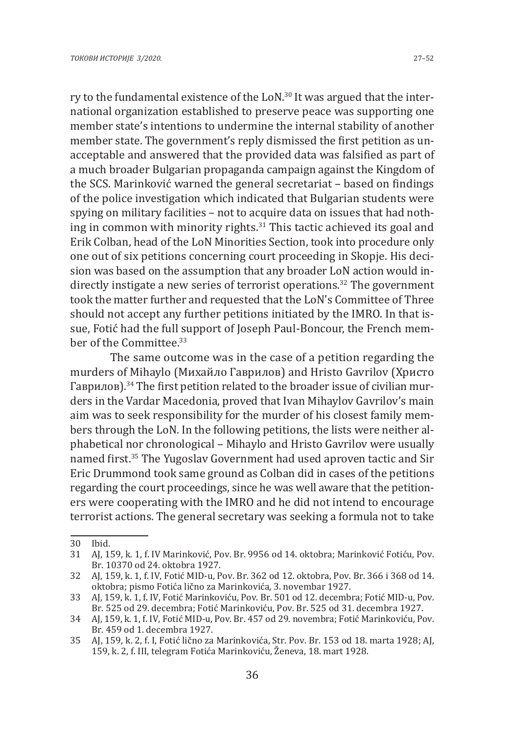ry to the fundamental existence of the LoN.[30] It was argued that the international organization established to preserve peace was supporting one member state's intentions to undermine the internal stability of another member state. The government's reply dismissed the first petition as unacceptable and answered that the provided data was falsified as part of a much broader Bulgarian propaganda campaign against the Kingdom of the SCS. Marinković warned the general secretariat – based on findings of the police investigation which indicated that Bulgarian students were spying on military facilities – not to acquire data on issues that had nothing in common with minority rights.[31] This tactic achieved its goal and Erik Colban, head of the LoN Minorities Section, took into procedure only one out of six petitions concerning court proceeding in Skopje. His decision was based on the assumption that any broader LoN action would indirectly instigate a new series of terrorist operations.[32] The government took the matter further and requested that the LoN's Committee of Three should not accept any further petitions initiated by the IMRO. In that issue, Fotić had the full support of Joseph Paul-Boncour, the French member of the Committee.[33]

The same outcome was in the case of a petition regarding the murders of Mihaylo (Михайло Гаврилов) and Hristo Gavrilov (Христо Гаврилов).[34] The first petition related to the broader issue of civilian murders in the Vardar Macedonia, proved that Ivan Mihaylov Gavrilov's main aim was to seek responsibility for the murder of his closest family members through the LoN. In the following petitions, the lists were neither alphabetical nor chronological – Mihaylo and Hristo Gavrilov were usually named first.[35] The Yugoslav Government had used aproven tactic and Sir Eric Drummond took same ground as Colban did in cases of the petitions regarding the court proceedings, since he was well aware that the petitioners were cooperating with the IMRO and he did not intend to encourage terrorist actions. The general secretary was seeking a formula not to take

---

30 Ibid.

31 AJ, 159, k. 1, f. IV Marinković, Pov. Br. 9956 od 14. oktobra; Marinković Fotiću, Pov. Br. 10370 od 24. oktobra 1927.

32 AJ, 159, k. 1, f. IV, Fotić MID-u, Pov. Br. 362 od 12. oktobra, Pov. Br. 366 i 368 od 14. oktobra; pismo Fotića lično za Marinkovića, 3. novembar 1927.

33 AJ, 159, k. 1, f. IV, Fotić Marinkoviću, Pov. Br. 501 od 12. decembra; Fotić MID-u, Pov. Br. 525 od 29. decembra; Fotić Marinkoviću, Pov. Br. 525 od 31. decembra 1927.

34 AJ, 159, k. 1, f. IV, Fotić MID-u, Pov. Br. 457 od 29. novembra; Fotić Marinkoviću, Pov. Br. 459 od 1. decembra 1927.

35 AJ, 159, k. 2, f. I, Fotić lično za Marinkovića, Str. Pov. Br. 153 od 18. marta 1928; AJ, 159, k. 2, f. III, telegram Fotića Marinkoviću, Ženeva, 18. mart 1928.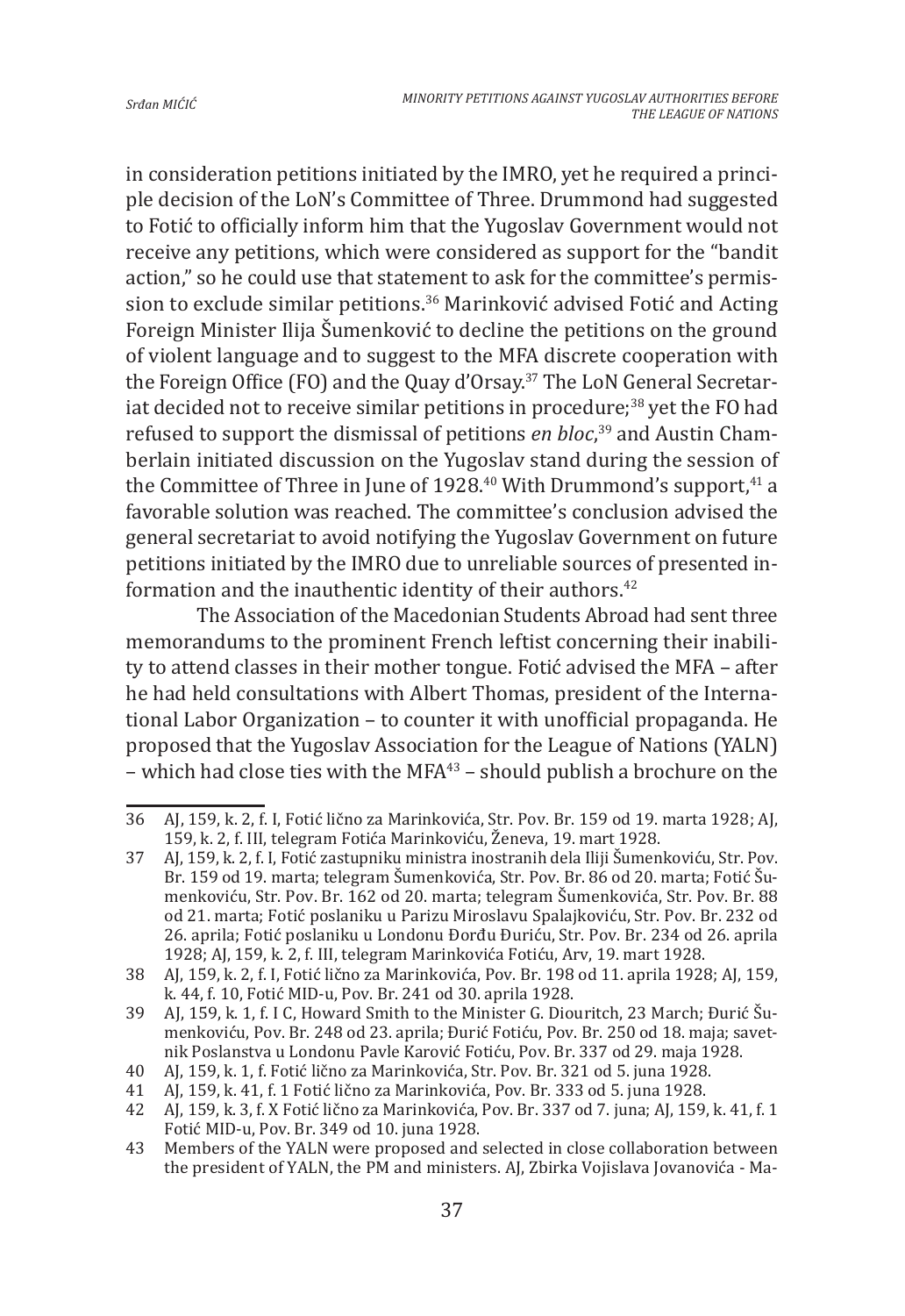in consideration petitions initiated by the IMRO, yet he required a principle decision of the LoN's Committee of Three. Drummond had suggested to Fotić to officially inform him that the Yugoslav Government would not receive any petitions, which were considered as support for the "bandit action," so he could use that statement to ask for the committee's permission to exclude similar petitions.[36] Marinković advised Fotić and Acting Foreign Minister Ilija Šumenković to decline the petitions on the ground of violent language and to suggest to the MFA discrete cooperation with the Foreign Office (FO) and the Quay d'Orsay.[37] The LoN General Secretariat decided not to receive similar petitions in procedure;[38] yet the FO had refused to support the dismissal of petitions *en bloc*,[39] and Austin Chamberlain initiated discussion on the Yugoslav stand during the session of the Committee of Three in June of 1928.[40] With Drummond's support,[41] a favorable solution was reached. The committee's conclusion advised the general secretariat to avoid notifying the Yugoslav Government on future petitions initiated by the IMRO due to unreliable sources of presented information and the inauthentic identity of their authors.[42]

The Association of the Macedonian Students Abroad had sent three memorandums to the prominent French leftist concerning their inability to attend classes in their mother tongue. Fotić advised the MFA – after he had held consultations with Albert Thomas, president of the International Labor Organization – to counter it with unofficial propaganda. He proposed that the Yugoslav Association for the League of Nations (YALN) – which had close ties with the MFA[43] – should publish a brochure on the

---

36 AJ, 159, k. 2, f. I, Fotić lično za Marinkovića, Str. Pov. Br. 159 od 19. marta 1928; AJ, 159, k. 2, f. III, telegram Fotića Marinkoviću, Ženeva, 19. mart 1928.

37 AJ, 159, k. 2, f. I, Fotić zastupniku ministra inostranih dela Iliji Šumenkoviću, Str. Pov. Br. 159 od 19. marta; telegram Šumenkovića, Str. Pov. Br. 86 od 20. marta; Fotić Šumenkoviću, Str. Pov. Br. 162 od 20. marta; telegram Šumenkovića, Str. Pov. Br. 88 od 21. marta; Fotić poslaniku u Parizu Miroslavu Spalajkoviću, Str. Pov. Br. 232 od 26. aprila; Fotić poslaniku u Londonu Đorđu Đuriću, Str. Pov. Br. 234 od 26. aprila 1928; AJ, 159, k. 2, f. III, telegram Marinkovića Fotiću, Arv, 19. mart 1928.

38 AJ, 159, k. 2, f. I, Fotić lično za Marinkovića, Pov. Br. 198 od 11. aprila 1928; AJ, 159, k. 44, f. 10, Fotić MID-u, Pov. Br. 241 od 30. aprila 1928.

39 AJ, 159, k. 1, f. I C, Howard Smith to the Minister G. Diouritch, 23 March; Đurić Šumenkoviću, Pov. Br. 248 od 23. aprila; Đurić Fotiću, Pov. Br. 250 od 18. maja; savetnik Poslanstva u Londonu Pavle Karović Fotiću, Pov. Br. 337 od 29. maja 1928.

40 AJ, 159, k. 1, f. Fotić lično za Marinkovića, Str. Pov. Br. 321 od 5. juna 1928.

41 AJ, 159, k. 41, f. 1 Fotić lično za Marinkovića, Pov. Br. 333 od 5. juna 1928.

42 AJ, 159, k. 3, f. X Fotić lično za Marinkovića, Pov. Br. 337 od 7. juna; AJ, 159, k. 41, f. 1 Fotić MID-u, Pov. Br. 349 od 10. juna 1928.

43 Members of the YALN were proposed and selected in close collaboration between the president of YALN, the PM and ministers. AJ, Zbirka Vojislava Jovanovića - Ma-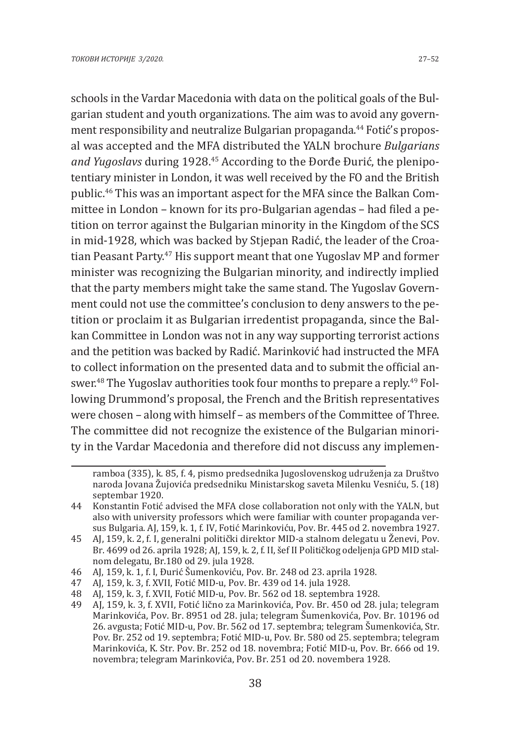schools in the Vardar Macedonia with data on the political goals of the Bulgarian student and youth organizations. The aim was to avoid any government responsibility and neutralize Bulgarian propaganda.[44] Fotić's proposal was accepted and the MFA distributed the YALN brochure *Bulgarians and Yugoslavs* during 1928.[45] According to the Đorđe Đurić, the plenipotentiary minister in London, it was well received by the FO and the British public.[46] This was an important aspect for the MFA since the Balkan Committee in London – known for its pro-Bulgarian agendas – had filed a petition on terror against the Bulgarian minority in the Kingdom of the SCS in mid-1928, which was backed by Stjepan Radić, the leader of the Croatian Peasant Party.[47] His support meant that one Yugoslav MP and former minister was recognizing the Bulgarian minority, and indirectly implied that the party members might take the same stand. The Yugoslav Government could not use the committee's conclusion to deny answers to the petition or proclaim it as Bulgarian irredentist propaganda, since the Balkan Committee in London was not in any way supporting terrorist actions and the petition was backed by Radić. Marinković had instructed the MFA to collect information on the presented data and to submit the official answer.[48] The Yugoslav authorities took four months to prepare a reply.[49] Following Drummond's proposal, the French and the British representatives were chosen – along with himself – as members of the Committee of Three. The committee did not recognize the existence of the Bulgarian minority in the Vardar Macedonia and therefore did not discuss any implemen-

ramboa (335), k. 85, f. 4, pismo predsednika Jugoslovenskog udruženja za Društvo naroda Jovana Žujovića predsedniku Ministarskog saveta Milenku Vesniću, 5. (18) septembar 1920.

44 Konstantin Fotić advised the MFA close collaboration not only with the YALN, but also with university professors which were familiar with counter propaganda versus Bulgaria. AJ, 159, k. 1, f. IV, Fotić Marinkoviću, Pov. Br. 445 od 2. novembra 1927.

45 AJ, 159, k. 2, f. I, generalni politički direktor MID-a stalnom delegatu u Ženevi, Pov. Br. 4699 od 26. aprila 1928; AJ, 159, k. 2, f. II, šef II Političkog odeljenja GPD MID stalnom delegatu, Br.180 od 29. jula 1928.

46 AJ, 159, k. 1, f. I, Đurić Šumenkoviću, Pov. Br. 248 od 23. aprila 1928.

47 AJ, 159, k. 3, f. XVII, Fotić MID-u, Pov. Br. 439 od 14. jula 1928.

48 AJ, 159, k. 3, f. XVII, Fotić MID-u, Pov. Br. 562 od 18. septembra 1928.

49 AJ, 159, k. 3, f. XVII, Fotić lično za Marinkovića, Pov. Br. 450 od 28. jula; telegram Marinkovića, Pov. Br. 8951 od 28. jula; telegram Šumenkovića, Pov. Br. 10196 od 26. avgusta; Fotić MID-u, Pov. Br. 562 od 17. septembra; telegram Šumenkovića, Str. Pov. Br. 252 od 19. septembra; Fotić MID-u, Pov. Br. 580 od 25. septembra; telegram Marinkovića, K. Str. Pov. Br. 252 od 18. novembra; Fotić MID-u, Pov. Br. 666 od 19. novembra; telegram Marinkovića, Pov. Br. 251 od 20. novembera 1928.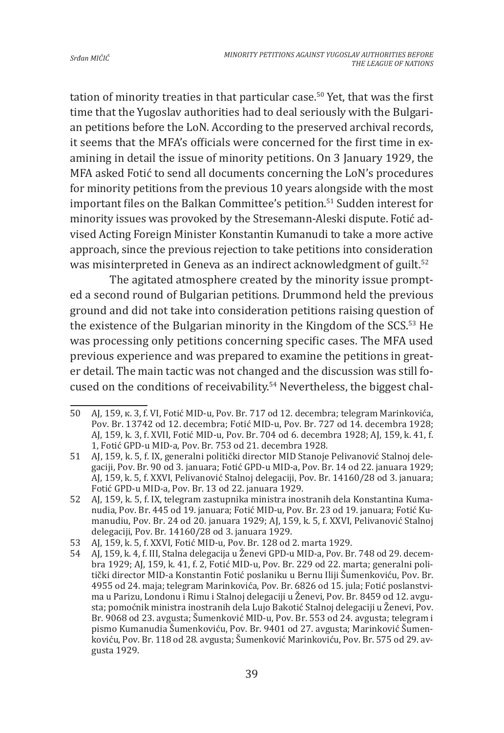tation of minority treaties in that particular case.[50] Yet, that was the first time that the Yugoslav authorities had to deal seriously with the Bulgarian petitions before the LoN. According to the preserved archival records, it seems that the MFA's officials were concerned for the first time in examining in detail the issue of minority petitions. On 3 January 1929, the MFA asked Fotić to send all documents concerning the LoN's procedures for minority petitions from the previous 10 years alongside with the most important files on the Balkan Committee's petition.[51] Sudden interest for minority issues was provoked by the Stresemann-Aleski dispute. Fotić advised Acting Foreign Minister Konstantin Kumanudi to take a more active approach, since the previous rejection to take petitions into consideration was misinterpreted in Geneva as an indirect acknowledgment of guilt.[52]

The agitated atmosphere created by the minority issue prompted a second round of Bulgarian petitions. Drummond held the previous ground and did not take into consideration petitions raising question of the existence of the Bulgarian minority in the Kingdom of the SCS.[53] He was processing only petitions concerning specific cases. The MFA used previous experience and was prepared to examine the petitions in greater detail. The main tactic was not changed and the discussion was still focused on the conditions of receivability.[54] Nevertheless, the biggest chal-

---

50 AJ, 159, к. 3, f. VI, Fotić MID-u, Pov. Br. 717 od 12. decembra; telegram Marinkovića, Pov. Br. 13742 od 12. decembra; Fotić MID-u, Pov. Br. 727 od 14. decembra 1928; AJ, 159, k. 3, f. XVII, Fotić MID-u, Pov. Br. 704 od 6. decembra 1928; AJ, 159, k. 41, f. 1, Fotić GPD-u MID-a, Pov. Br. 753 od 21. decembra 1928.

51 AJ, 159, k. 5, f. IX, generalni politički director MID Stanoje Pelivanović Stalnoj delegaciji, Pov. Br. 90 od 3. januara; Fotić GPD-u MID-a, Pov. Br. 14 od 22. januara 1929; AJ, 159, k. 5, f. XXVI, Pelivanović Stalnoj delegaciji, Pov. Br. 14160/28 od 3. januara; Fotić GPD-u MID-a, Pov. Br. 13 od 22. januara 1929.

52 AJ, 159, k. 5, f. IX, telegram zastupnika ministra inostranih dela Konstantina Kumanudia, Pov. Br. 445 od 19. januara; Fotić MID-u, Pov. Br. 23 od 19. januara; Fotić Kumanudiu, Pov. Br. 24 od 20. januara 1929; AJ, 159, k. 5, f. XXVI, Pelivanović Stalnoj delegaciji, Pov. Br. 14160/28 od 3. januara 1929.

53 AJ, 159, k. 5, f. XXVI, Fotić MID-u, Pov. Br. 128 od 2. marta 1929.

54 AJ, 159, k. 4, f. III, Stalna delegacija u Ženevi GPD-u MID-a, Pov. Br. 748 od 29. decembra 1929; AJ, 159, k. 41, f. 2, Fotić MID-u, Pov. Br. 229 od 22. marta; generalni politički director MID-a Konstantin Fotić poslaniku u Bernu Iliji Šumenkoviću, Pov. Br. 4955 od 24. maja; telegram Marinkovića, Pov. Br. 6826 od 15. jula; Fotić poslanstvima u Parizu, Londonu i Rimu i Stalnoj delegaciji u Ženevi, Pov. Br. 8459 od 12. avgusta; pomoćnik ministra inostranih dela Lujo Bakotić Stalnoj delegaciji u Ženevi, Pov. Br. 9068 od 23. avgusta; Šumenković MID-u, Pov. Br. 553 od 24. avgusta; telegram i pismo Kumanudia Šumenkoviću, Pov. Br. 9401 od 27. avgusta; Marinković Šumenkoviću, Pov. Br. 118 od 28. avgusta; Šumenković Marinkoviću, Pov. Br. 575 od 29. avgusta 1929.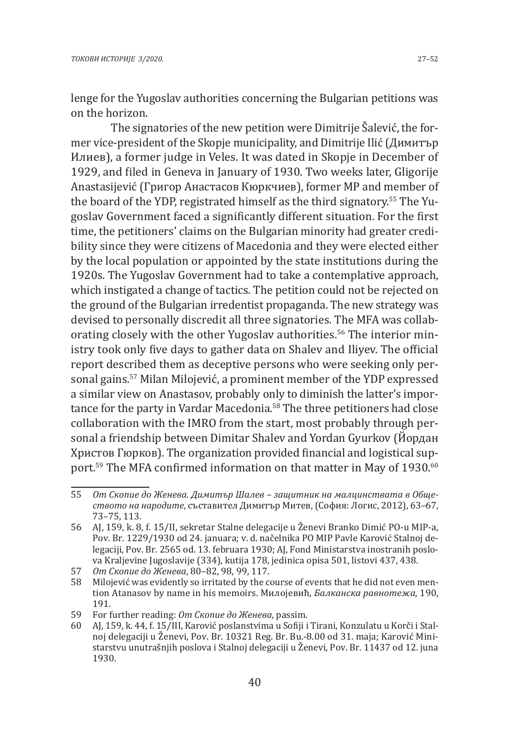lenge for the Yugoslav authorities concerning the Bulgarian petitions was on the horizon.

The signatories of the new petition were Dimitrije Šalević, the former vice-president of the Skopje municipality, and Dimitrije Ilić (Димитър Илиев), a former judge in Veles. It was dated in Skopje in December of 1929, and filed in Geneva in January of 1930. Two weeks later, Gligorije Anastasijević (Григор Анастасов Кюркчиев), former MP and member of the board of the YDP, registrated himself as the third signatory.[55] The Yugoslav Government faced a significantly different situation. For the first time, the petitioners' claims on the Bulgarian minority had greater credibility since they were citizens of Macedonia and they were elected either by the local population or appointed by the state institutions during the 1920s. The Yugoslav Government had to take a contemplative approach, which instigated a change of tactics. The petition could not be rejected on the ground of the Bulgarian irredentist propaganda. The new strategy was devised to personally discredit all three signatories. The MFA was collaborating closely with the other Yugoslav authorities.[56] The interior ministry took only five days to gather data on Shalev and Iliyev. The official report described them as deceptive persons who were seeking only personal gains.[57] Milan Milojević, a prominent member of the YDP expressed a similar view on Anastasov, probably only to diminish the latter's importance for the party in Vardar Macedonia.[58] The three petitioners had close collaboration with the IMRO from the start, most probably through personal a friendship between Dimitar Shalev and Yordan Gyurkov (Йордан Христов Гюрков). The organization provided financial and logistical support.[59] The MFA confirmed information on that matter in May of 1930.[60]

---

55 *От Скопие до Женева. Димитър Шалев – защитник на малцинствата в Обществото на народите*, съставител Димитър Митев, (София: Логис, 2012), 63–67, 73–75, 113.

56 AJ, 159, k. 8, f. 15/II, sekretar Stalne delegacije u Ženevi Branko Dimić PO-u MIP-a, Pov. Br. 1229/1930 od 24. januara; v. d. načelnika PO MIP Pavle Karović Stalnoj delegaciji, Pov. Br. 2565 od. 13. februara 1930; AJ, Fond Ministarstva inostranih poslova Kraljevine Jugoslavije (334), kutija 178, jedinica opisa 501, listovi 437, 438.

57 *От Скопие до Женева*, 80–82, 98, 99, 117.

58 Milojević was evidently so irritated by the course of events that he did not even mention Atanasov by name in his memoirs. Милојевић, *Балканска равнотежа*, 190, 191.

59 For further reading: *От Скопие до Женева*, passim.

60 AJ, 159, k. 44, f. 15/III, Karović poslanstvima u Sofiji i Tirani, Konzulatu u Korči i Stalnoj delegaciji u Ženevi, Pov. Br. 10321 Reg. Br. Bu.-8.00 od 31. maja; Karović Ministarstvu unutrašnjih poslova i Stalnoj delegaciji u Ženevi, Pov. Br. 11437 od 12. juna 1930.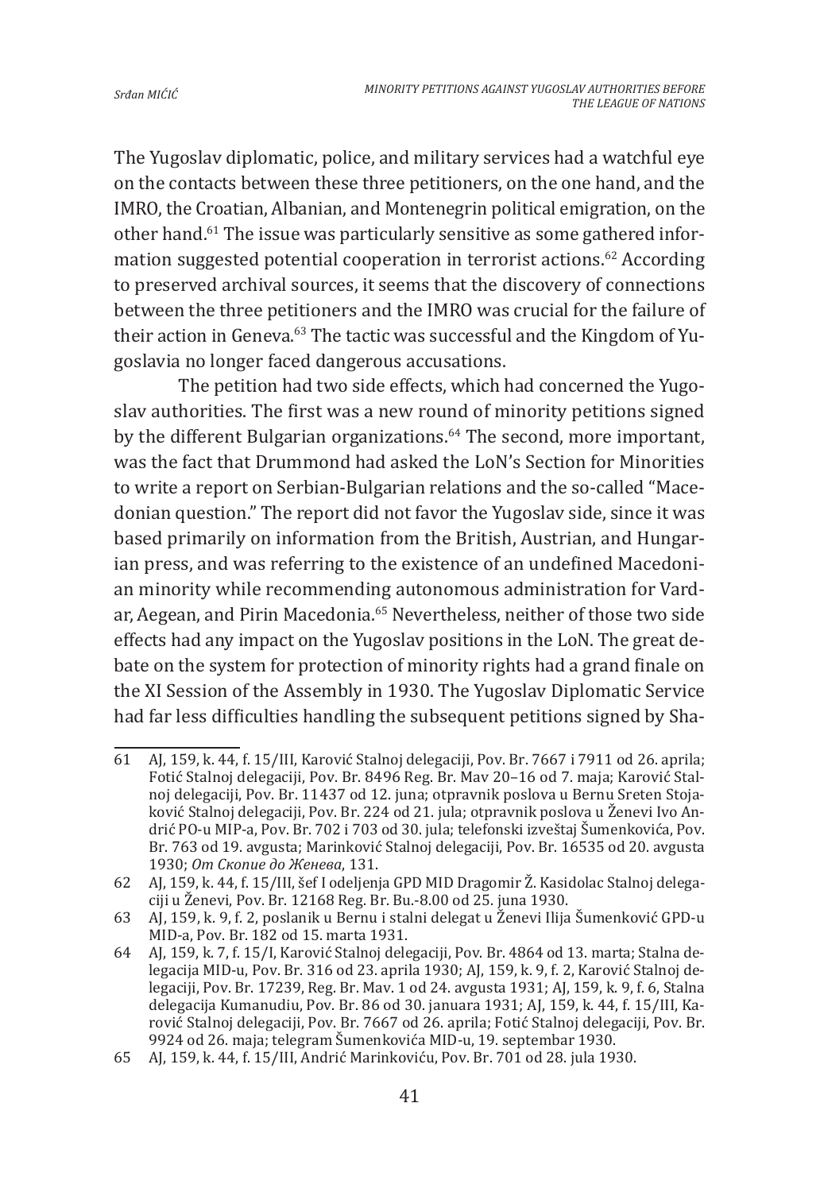The Yugoslav diplomatic, police, and military services had a watchful eye on the contacts between these three petitioners, on the one hand, and the IMRO, the Croatian, Albanian, and Montenegrin political emigration, on the other hand.[61] The issue was particularly sensitive as some gathered information suggested potential cooperation in terrorist actions.[62] According to preserved archival sources, it seems that the discovery of connections between the three petitioners and the IMRO was crucial for the failure of their action in Geneva.[63] The tactic was successful and the Kingdom of Yugoslavia no longer faced dangerous accusations.

The petition had two side effects, which had concerned the Yugoslav authorities. The first was a new round of minority petitions signed by the different Bulgarian organizations.[64] The second, more important, was the fact that Drummond had asked the LoN's Section for Minorities to write a report on Serbian-Bulgarian relations and the so-called "Macedonian question." The report did not favor the Yugoslav side, since it was based primarily on information from the British, Austrian, and Hungarian press, and was referring to the existence of an undefined Macedonian minority while recommending autonomous administration for Vardar, Aegean, and Pirin Macedonia.[65] Nevertheless, neither of those two side effects had any impact on the Yugoslav positions in the LoN. The great debate on the system for protection of minority rights had a grand finale on the XI Session of the Assembly in 1930. The Yugoslav Diplomatic Service had far less difficulties handling the subsequent petitions signed by Sha-

---

61 AJ, 159, k. 44, f. 15/III, Karović Stalnoj delegaciji, Pov. Br. 7667 i 7911 od 26. aprila; Fotić Stalnoj delegaciji, Pov. Br. 8496 Reg. Br. Mav 20–16 od 7. maja; Karović Stalnoj delegaciji, Pov. Br. 11437 od 12. juna; otpravnik poslova u Bernu Sreten Stojaković Stalnoj delegaciji, Pov. Br. 224 od 21. jula; otpravnik poslova u Ženevi Ivo Andrić PO-u MIP-a, Pov. Br. 702 i 703 od 30. jula; telefonski izveštaj Šumenkovića, Pov. Br. 763 od 19. avgusta; Marinković Stalnoj delegaciji, Pov. Br. 16535 od 20. avgusta 1930; *От Скопие до Женева*, 131.

62 AJ, 159, k. 44, f. 15/III, šef I odeljenja GPD MID Dragomir Ž. Kasidolac Stalnoj delegaciji u Ženevi, Pov. Br. 12168 Reg. Br. Bu.-8.00 od 25. juna 1930.

63 AJ, 159, k. 9, f. 2, poslanik u Bernu i stalni delegat u Ženevi Ilija Šumenković GPD-u MID-a, Pov. Br. 182 od 15. marta 1931.

64 AJ, 159, k. 7, f. 15/I, Karović Stalnoj delegaciji, Pov. Br. 4864 od 13. marta; Stalna delegacija MID-u, Pov. Br. 316 od 23. aprila 1930; AJ, 159, k. 9, f. 2, Karović Stalnoj delegaciji, Pov. Br. 17239, Reg. Br. Mav. 1 od 24. avgusta 1931; AJ, 159, k. 9, f. 6, Stalna delegacija Kumanudiu, Pov. Br. 86 od 30. januara 1931; AJ, 159, k. 44, f. 15/III, Karović Stalnoj delegaciji, Pov. Br. 7667 od 26. aprila; Fotić Stalnoj delegaciji, Pov. Br. 9924 od 26. maja; telegram Šumenkovića MID-u, 19. septembar 1930.

65 AJ, 159, k. 44, f. 15/III, Andrić Marinkoviću, Pov. Br. 701 od 28. jula 1930.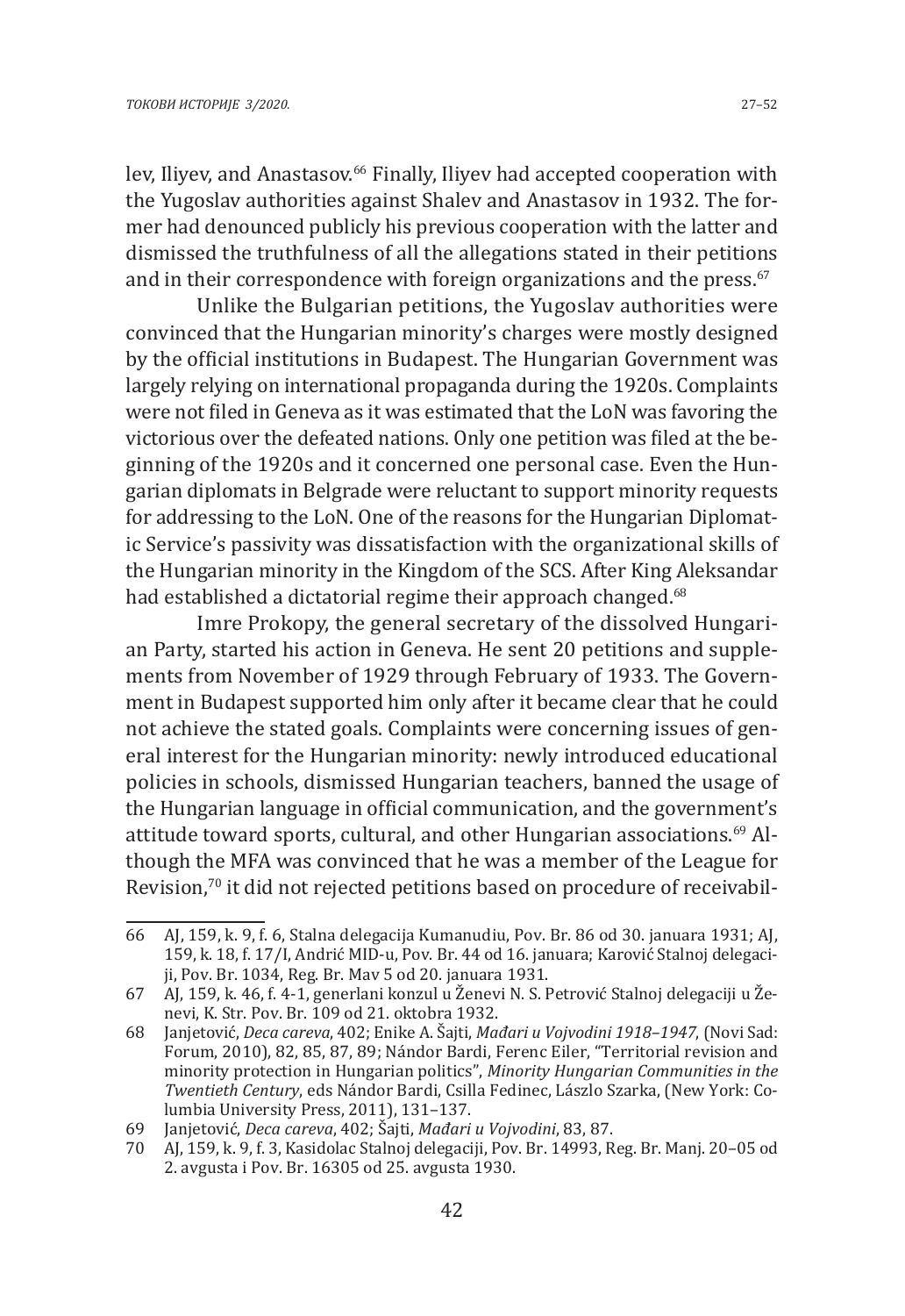lev, Iliyev, and Anastasov.[66] Finally, Iliyev had accepted cooperation with the Yugoslav authorities against Shalev and Anastasov in 1932. The former had denounced publicly his previous cooperation with the latter and dismissed the truthfulness of all the allegations stated in their petitions and in their correspondence with foreign organizations and the press.[67]

Unlike the Bulgarian petitions, the Yugoslav authorities were convinced that the Hungarian minority's charges were mostly designed by the official institutions in Budapest. The Hungarian Government was largely relying on international propaganda during the 1920s. Complaints were not filed in Geneva as it was estimated that the LoN was favoring the victorious over the defeated nations. Only one petition was filed at the beginning of the 1920s and it concerned one personal case. Even the Hungarian diplomats in Belgrade were reluctant to support minority requests for addressing to the LoN. One of the reasons for the Hungarian Diplomatic Service's passivity was dissatisfaction with the organizational skills of the Hungarian minority in the Kingdom of the SCS. After King Aleksandar had established a dictatorial regime their approach changed.[68]

Imre Prokopy, the general secretary of the dissolved Hungarian Party, started his action in Geneva. He sent 20 petitions and supplements from November of 1929 through February of 1933. The Government in Budapest supported him only after it became clear that he could not achieve the stated goals. Complaints were concerning issues of general interest for the Hungarian minority: newly introduced educational policies in schools, dismissed Hungarian teachers, banned the usage of the Hungarian language in official communication, and the government's attitude toward sports, cultural, and other Hungarian associations.[69] Although the MFA was convinced that he was a member of the League for Revision,[70] it did not rejected petitions based on procedure of receivabil-

---

66 AJ, 159, k. 9, f. 6, Stalna delegacija Kumanudiu, Pov. Br. 86 od 30. januara 1931; AJ, 159, k. 18, f. 17/I, Andrić MID-u, Pov. Br. 44 od 16. januara; Karović Stalnoj delegaciji, Pov. Br. 1034, Reg. Br. Mav 5 od 20. januara 1931.

67 AJ, 159, k. 46, f. 4-1, generlani konzul u Ženevi N. S. Petrović Stalnoj delegaciji u Ženevi, K. Str. Pov. Br. 109 od 21. oktobra 1932.

68 Janjetović, *Deca careva*, 402; Enike A. Šajti, *Mađari u Vojvodini 1918–1947*, (Novi Sad: Forum, 2010), 82, 85, 87, 89; Nándor Bardi, Ferenc Eiler, "Territorial revision and minority protection in Hungarian politics", *Minority Hungarian Communities in the Twentieth Century*, eds Nándor Bardi, Csilla Fedinec, Lászlo Szarka, (New York: Columbia University Press, 2011), 131–137.

69 Janjetović, *Deca careva*, 402; Šajti, *Mađari u Vojvodini*, 83, 87.

70 AJ, 159, k. 9, f. 3, Kasidolac Stalnoj delegaciji, Pov. Br. 14993, Reg. Br. Manj. 20–05 od 2. avgusta i Pov. Br. 16305 od 25. avgusta 1930.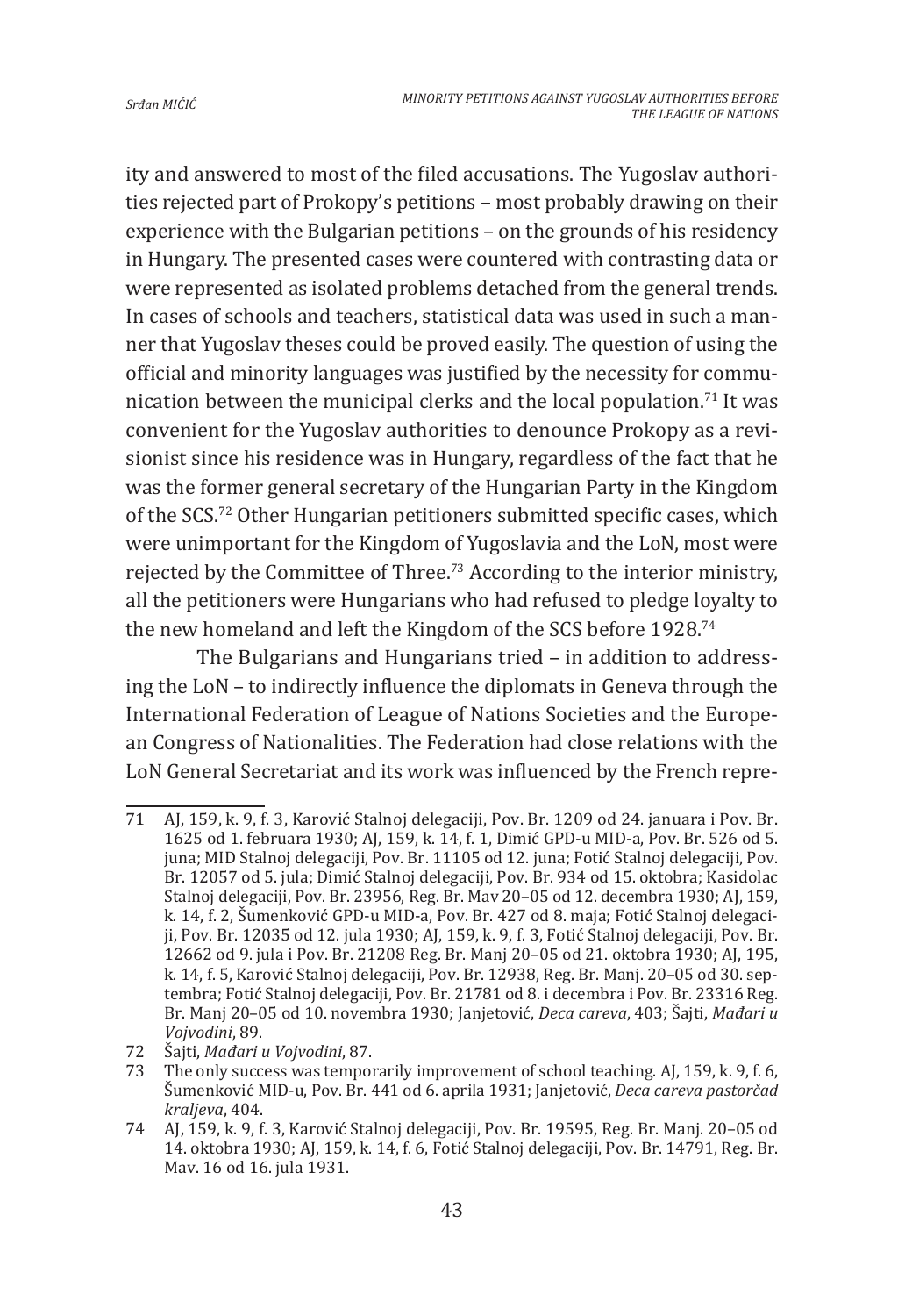ity and answered to most of the filed accusations. The Yugoslav authorities rejected part of Prokopy's petitions – most probably drawing on their experience with the Bulgarian petitions – on the grounds of his residency in Hungary. The presented cases were countered with contrasting data or were represented as isolated problems detached from the general trends. In cases of schools and teachers, statistical data was used in such a manner that Yugoslav theses could be proved easily. The question of using the official and minority languages was justified by the necessity for communication between the municipal clerks and the local population.[71] It was convenient for the Yugoslav authorities to denounce Prokopy as a revisionist since his residence was in Hungary, regardless of the fact that he was the former general secretary of the Hungarian Party in the Kingdom of the SCS.[72] Other Hungarian petitioners submitted specific cases, which were unimportant for the Kingdom of Yugoslavia and the LoN, most were rejected by the Committee of Three.[73] According to the interior ministry, all the petitioners were Hungarians who had refused to pledge loyalty to the new homeland and left the Kingdom of the SCS before 1928.[74]

The Bulgarians and Hungarians tried – in addition to addressing the LoN – to indirectly influence the diplomats in Geneva through the International Federation of League of Nations Societies and the European Congress of Nationalities. The Federation had close relations with the LoN General Secretariat and its work was influenced by the French repre-

---

71 AJ, 159, k. 9, f. 3, Karović Stalnoj delegaciji, Pov. Br. 1209 od 24. januara i Pov. Br. 1625 od 1. februara 1930; AJ, 159, k. 14, f. 1, Dimić GPD-u MID-a, Pov. Br. 526 od 5. juna; MID Stalnoj delegaciji, Pov. Br. 11105 od 12. juna; Fotić Stalnoj delegaciji, Pov. Br. 12057 od 5. jula; Dimić Stalnoj delegaciji, Pov. Br. 934 od 15. oktobra; Kasidolac Stalnoj delegaciji, Pov. Br. 23956, Reg. Br. Mav 20–05 od 12. decembra 1930; AJ, 159, k. 14, f. 2, Šumenković GPD-u MID-a, Pov. Br. 427 od 8. maja; Fotić Stalnoj delegaciji, Pov. Br. 12035 od 12. jula 1930; AJ, 159, k. 9, f. 3, Fotić Stalnoj delegaciji, Pov. Br. 12662 od 9. jula i Pov. Br. 21208 Reg. Br. Manj 20–05 od 21. oktobra 1930; AJ, 195, k. 14, f. 5, Karović Stalnoj delegaciji, Pov. Br. 12938, Reg. Br. Manj. 20–05 od 30. septembra; Fotić Stalnoj delegaciji, Pov. Br. 21781 od 8. i decembra i Pov. Br. 23316 Reg. Br. Manj 20–05 od 10. novembra 1930; Janjetović, *Deca careva*, 403; Šajti, *Mađari u Vojvodini*, 89.

72 Šajti, *Mađari u Vojvodini*, 87.

73 The only success was temporarily improvement of school teaching. AJ, 159, k. 9, f. 6, Šumenković MID-u, Pov. Br. 441 od 6. aprila 1931; Janjetović, *Deca careva pastorčad kraljeva*, 404.

74 AJ, 159, k. 9, f. 3, Karović Stalnoj delegaciji, Pov. Br. 19595, Reg. Br. Manj. 20–05 od 14. oktobra 1930; AJ, 159, k. 14, f. 6, Fotić Stalnoj delegaciji, Pov. Br. 14791, Reg. Br. Mav. 16 od 16. jula 1931.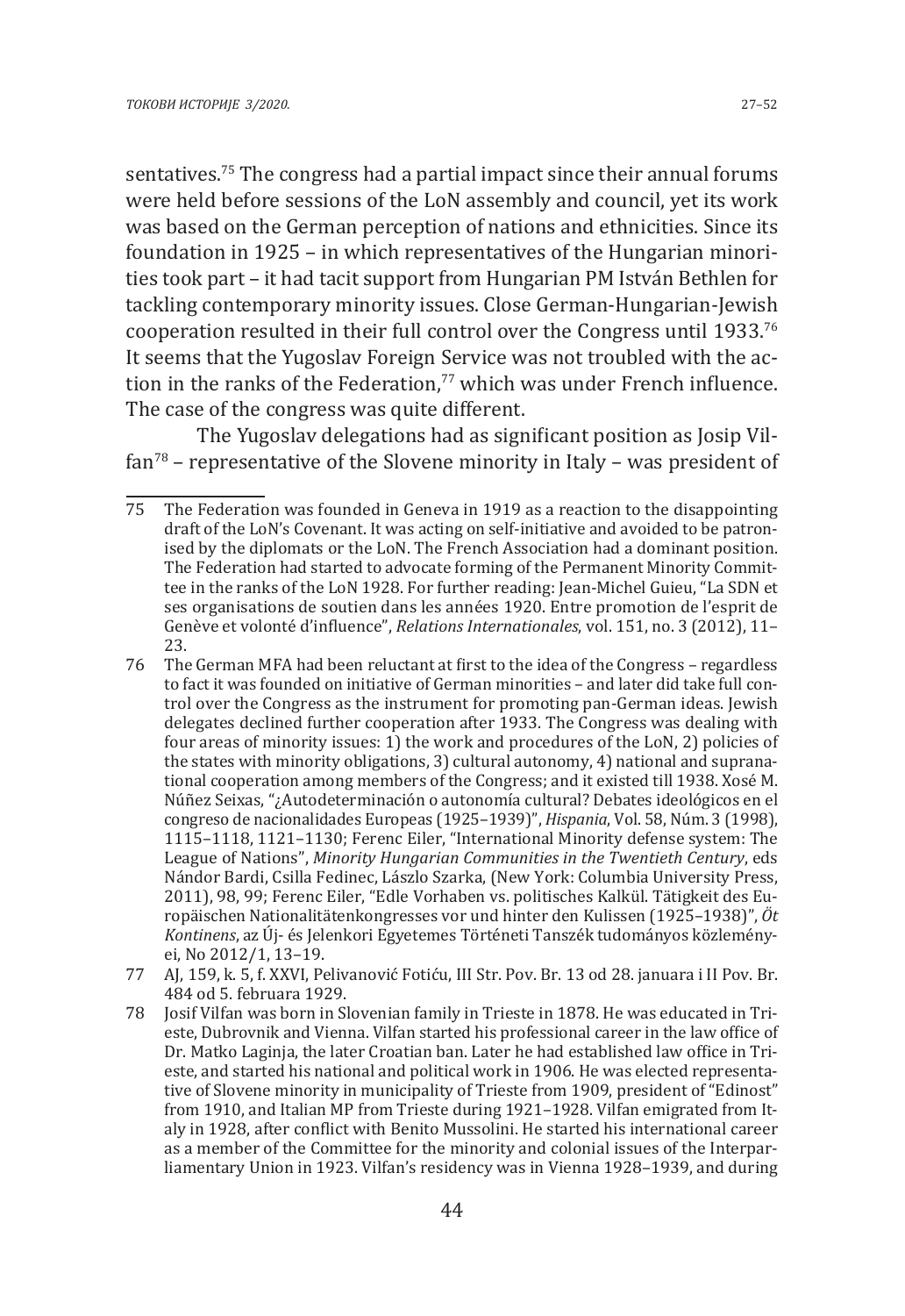sentatives.[75] The congress had a partial impact since their annual forums were held before sessions of the LoN assembly and council, yet its work was based on the German perception of nations and ethnicities. Since its foundation in 1925 – in which representatives of the Hungarian minorities took part – it had tacit support from Hungarian PM István Bethlen for tackling contemporary minority issues. Close German-Hungarian-Jewish cooperation resulted in their full control over the Congress until 1933.[76] It seems that the Yugoslav Foreign Service was not troubled with the action in the ranks of the Federation,[77] which was under French influence. The case of the congress was quite different.

The Yugoslav delegations had as significant position as Josip Vilfan[78] – representative of the Slovene minority in Italy – was president of

---

75 The Federation was founded in Geneva in 1919 as a reaction to the disappointing draft of the LoN's Covenant. It was acting on self-initiative and avoided to be patronised by the diplomats or the LoN. The French Association had a dominant position. The Federation had started to advocate forming of the Permanent Minority Committee in the ranks of the LoN 1928. For further reading: Jean-Michel Guieu, "La SDN et ses organisations de soutien dans les années 1920. Entre promotion de l'esprit de Genève et volonté d'influence", *Relations Internationales*, vol. 151, no. 3 (2012), 11–23.

76 The German MFA had been reluctant at first to the idea of the Congress – regardless to fact it was founded on initiative of German minorities – and later did take full control over the Congress as the instrument for promoting pan-German ideas. Jewish delegates declined further cooperation after 1933. The Congress was dealing with four areas of minority issues: 1) the work and procedures of the LoN, 2) policies of the states with minority obligations, 3) cultural autonomy, 4) national and supranational cooperation among members of the Congress; and it existed till 1938. Xosé M. Núñez Seixas, "¿Autodeterminación o autonomía cultural? Debates ideológicos en el congreso de nacionalidades Europeas (1925–1939)", *Hispania*, Vol. 58, Núm. 3 (1998), 1115–1118, 1121–1130; Ferenc Eiler, "International Minority defense system: The League of Nations", *Minority Hungarian Communities in the Twentieth Century*, eds Nándor Bardi, Csilla Fedinec, Lászlo Szarka, (New York: Columbia University Press, 2011), 98, 99; Ferenc Eiler, "Edle Vorhaben vs. politisches Kalkül. Tätigkeit des Europäischen Nationalitätenkongresses vor und hinter den Kulissen (1925–1938)", *Öt Kontinens*, az Új- és Jelenkori Egyetemes Történeti Tanszék tudományos közleményei, No 2012/1, 13–19.

77 AJ, 159, k. 5, f. XXVI, Pelivanović Fotiću, III Str. Pov. Br. 13 od 28. januara i II Pov. Br. 484 od 5. februara 1929.

78 Josif Vilfan was born in Slovenian family in Trieste in 1878. He was educated in Trieste, Dubrovnik and Vienna. Vilfan started his professional career in the law office of Dr. Matko Laginja, the later Croatian ban. Later he had established law office in Trieste, and started his national and political work in 1906. He was elected representative of Slovene minority in municipality of Trieste from 1909, president of "Edinost" from 1910, and Italian MP from Trieste during 1921–1928. Vilfan emigrated from Italy in 1928, after conflict with Benito Mussolini. He started his international career as a member of the Committee for the minority and colonial issues of the Interparliamentary Union in 1923. Vilfan's residency was in Vienna 1928–1939, and during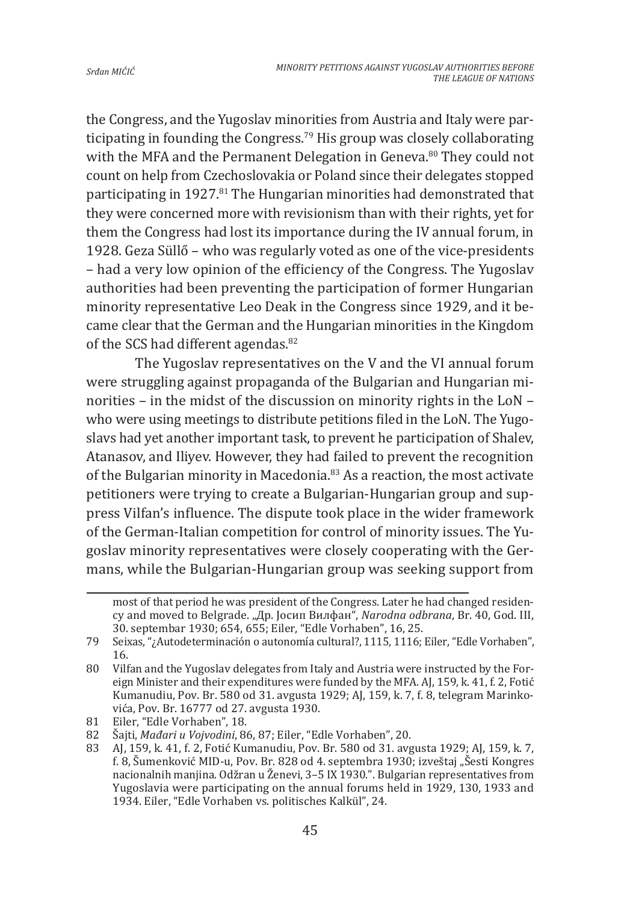the Congress, and the Yugoslav minorities from Austria and Italy were participating in founding the Congress.[79] His group was closely collaborating with the MFA and the Permanent Delegation in Geneva.[80] They could not count on help from Czechoslovakia or Poland since their delegates stopped participating in 1927.[81] The Hungarian minorities had demonstrated that they were concerned more with revisionism than with their rights, yet for them the Congress had lost its importance during the IV annual forum, in 1928. Geza Süllő – who was regularly voted as one of the vice-presidents – had a very low opinion of the efficiency of the Congress. The Yugoslav authorities had been preventing the participation of former Hungarian minority representative Leo Deak in the Congress since 1929, and it became clear that the German and the Hungarian minorities in the Kingdom of the SCS had different agendas.[82]

The Yugoslav representatives on the V and the VI annual forum were struggling against propaganda of the Bulgarian and Hungarian minorities – in the midst of the discussion on minority rights in the LoN – who were using meetings to distribute petitions filed in the LoN. The Yugoslavs had yet another important task, to prevent he participation of Shalev, Atanasov, and Iliyev. However, they had failed to prevent the recognition of the Bulgarian minority in Macedonia.[83] As a reaction, the most activate petitioners were trying to create a Bulgarian-Hungarian group and suppress Vilfan's influence. The dispute took place in the wider framework of the German-Italian competition for control of minority issues. The Yugoslav minority representatives were closely cooperating with the Germans, while the Bulgarian-Hungarian group was seeking support from

---

most of that period he was president of the Congress. Later he had changed residency and moved to Belgrade. „Др. Јосип Вилфан", *Narodna odbrana*, Br. 40, God. III, 30. septembar 1930; 654, 655; Eiler, "Edle Vorhaben", 16, 25.

79 Seixas, "¿Autodeterminación o autonomía cultural?, 1115, 1116; Eiler, "Edle Vorhaben", 16.

80 Vilfan and the Yugoslav delegates from Italy and Austria were instructed by the Foreign Minister and their expenditures were funded by the MFA. AJ, 159, k. 41, f. 2, Fotić Kumanudiu, Pov. Br. 580 od 31. avgusta 1929; AJ, 159, k. 7, f. 8, telegram Marinkovića, Pov. Br. 16777 od 27. avgusta 1930.

81 Eiler, "Edle Vorhaben", 18.

82 Šajti, *Mađari u Vojvodini*, 86, 87; Eiler, "Edle Vorhaben", 20.

83 AJ, 159, k. 41, f. 2, Fotić Kumanudiu, Pov. Br. 580 od 31. avgusta 1929; AJ, 159, k. 7, f. 8, Šumenković MID-u, Pov. Br. 828 od 4. septembra 1930; izveštaj „Šesti Kongres nacionalnih manjina. Odžran u Ženevi, 3–5 IX 1930.". Bulgarian representatives from Yugoslavia were participating on the annual forums held in 1929, 130, 1933 and 1934. Eiler, "Edle Vorhaben vs. politisches Kalkül", 24.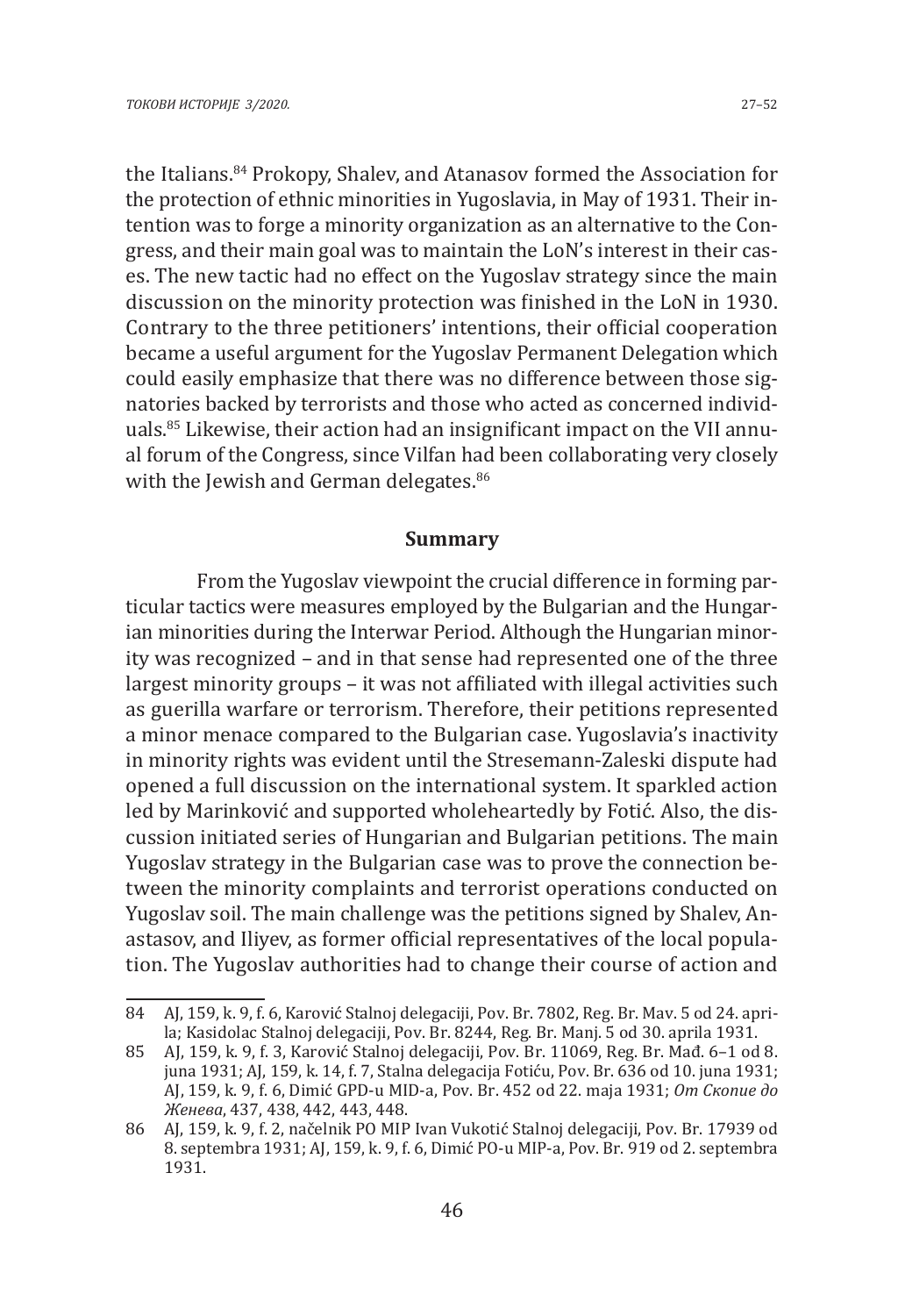the Italians.[84] Prokopy, Shalev, and Atanasov formed the Association for the protection of ethnic minorities in Yugoslavia, in May of 1931. Their intention was to forge a minority organization as an alternative to the Congress, and their main goal was to maintain the LoN's interest in their cases. The new tactic had no effect on the Yugoslav strategy since the main discussion on the minority protection was finished in the LoN in 1930. Contrary to the three petitioners' intentions, their official cooperation became a useful argument for the Yugoslav Permanent Delegation which could easily emphasize that there was no difference between those signatories backed by terrorists and those who acted as concerned individuals.[85] Likewise, their action had an insignificant impact on the VII annual forum of the Congress, since Vilfan had been collaborating very closely with the Jewish and German delegates.[86]

## Summary

From the Yugoslav viewpoint the crucial difference in forming particular tactics were measures employed by the Bulgarian and the Hungarian minorities during the Interwar Period. Although the Hungarian minority was recognized – and in that sense had represented one of the three largest minority groups – it was not affiliated with illegal activities such as guerilla warfare or terrorism. Therefore, their petitions represented a minor menace compared to the Bulgarian case. Yugoslavia's inactivity in minority rights was evident until the Stresemann-Zaleski dispute had opened a full discussion on the international system. It sparkled action led by Marinković and supported wholeheartedly by Fotić. Also, the discussion initiated series of Hungarian and Bulgarian petitions. The main Yugoslav strategy in the Bulgarian case was to prove the connection between the minority complaints and terrorist operations conducted on Yugoslav soil. The main challenge was the petitions signed by Shalev, Anastasov, and Iliyev, as former official representatives of the local population. The Yugoslav authorities had to change their course of action and

---

84 AJ, 159, k. 9, f. 6, Karović Stalnoj delegaciji, Pov. Br. 7802, Reg. Br. Mav. 5 od 24. aprila; Kasidolac Stalnoj delegaciji, Pov. Br. 8244, Reg. Br. Manj. 5 od 30. aprila 1931.

85 AJ, 159, k. 9, f. 3, Karović Stalnoj delegaciji, Pov. Br. 11069, Reg. Br. Mađ. 6–1 od 8. juna 1931; AJ, 159, k. 14, f. 7, Stalna delegacija Fotiću, Pov. Br. 636 od 10. juna 1931; AJ, 159, k. 9, f. 6, Dimić GPD-u MID-a, Pov. Br. 452 od 22. maja 1931; *От Скопие до Женева*, 437, 438, 442, 443, 448.

86 AJ, 159, k. 9, f. 2, načelnik PO MIP Ivan Vukotić Stalnoj delegaciji, Pov. Br. 17939 od 8. septembra 1931; AJ, 159, k. 9, f. 6, Dimić PO-u MIP-a, Pov. Br. 919 od 2. septembra 1931.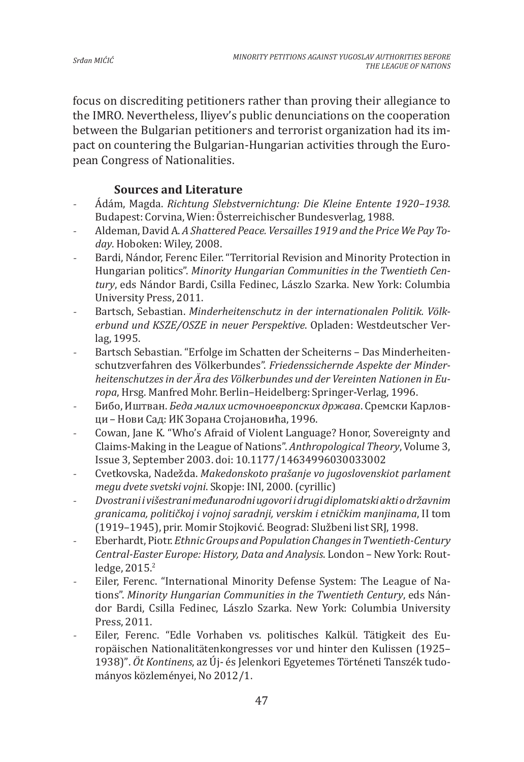focus on discrediting petitioners rather than proving their allegiance to the IMRO. Nevertheless, Iliyev's public denunciations on the cooperation between the Bulgarian petitioners and terrorist organization had its impact on countering the Bulgarian-Hungarian activities through the European Congress of Nationalities.

### Sources and Literature

- Ádám, Magda. *Richtung Slebstvernichtung: Die Kleine Entente 1920–1938*. Budapest: Corvina, Wien: Österreichischer Bundesverlag, 1988.
- Aldeman, David A. *A Shattered Peace. Versailles 1919 and the Price We Pay Today*. Hoboken: Wiley, 2008.
- Bardi, Nándor, Ferenc Eiler. "Territorial Revision and Minority Protection in Hungarian politics". *Minority Hungarian Communities in the Twentieth Century*, eds Nándor Bardi, Csilla Fedinec, Lászlo Szarka. New York: Columbia University Press, 2011.
- Bartsch, Sebastian. *Minderheitenschutz in der internationalen Politik. Völkerbund und KSZE/OSZE in neuer Perspektive*. Opladen: Westdeutscher Verlag, 1995.
- Bartsch Sebastian. "Erfolge im Schatten der Scheiterns – Das Minderheitenschutzverfahren des Völkerbundes". *Friedenssichernde Aspekte der Minderheitenschutzes in der Ära des Völkerbundes und der Vereinten Nationen in Europa*, Hrsg. Manfred Mohr. Berlin–Heidelberg: Springer-Verlag, 1996.
- Бибо, Иштван. *Беда малих источноевропских држава*. Сремски Карловци – Нови Сад: ИК Зорана Стојановића, 1996.
- Cowan, Jane K. "Who's Afraid of Violent Language? Honor, Sovereignty and Claims-Making in the League of Nations". *Anthropological Theory*, Volume 3, Issue 3, September 2003. doi: 10.1177/14634996030033002
- Cvetkovska, Nadežda. *Makedonskoto prašanje vo jugoslovenskiot parlament megu dvete svetski vojni*. Skopje: INI, 2000. (cyrillic)
- *Dvostrani i višestrani međunarodni ugovori i drugi diplomatski akti o državnim granicama, političkoj i vojnoj saradnji, verskim i etničkim manjinama*, II tom (1919–1945), prir. Momir Stojković. Beograd: Službeni list SRJ, 1998.
- Eberhardt, Piotr. *Ethnic Groups and Population Changes in Twentieth-Century Central-Easter Europe: History, Data and Analysis*. London – New York: Routledge, 2015.[2]
- Eiler, Ferenc. "International Minority Defense System: The League of Nations". *Minority Hungarian Communities in the Twentieth Century*, eds Nándor Bardi, Csilla Fedinec, Lászlo Szarka. New York: Columbia University Press, 2011.
- Eiler, Ferenc. "Edle Vorhaben vs. politisches Kalkül. Tätigkeit des Europäischen Nationalitätenkongresses vor und hinter den Kulissen (1925–1938)". *Öt Kontinens*, az Új- és Jelenkori Egyetemes Történeti Tanszék tudományos közleményei, No 2012/1.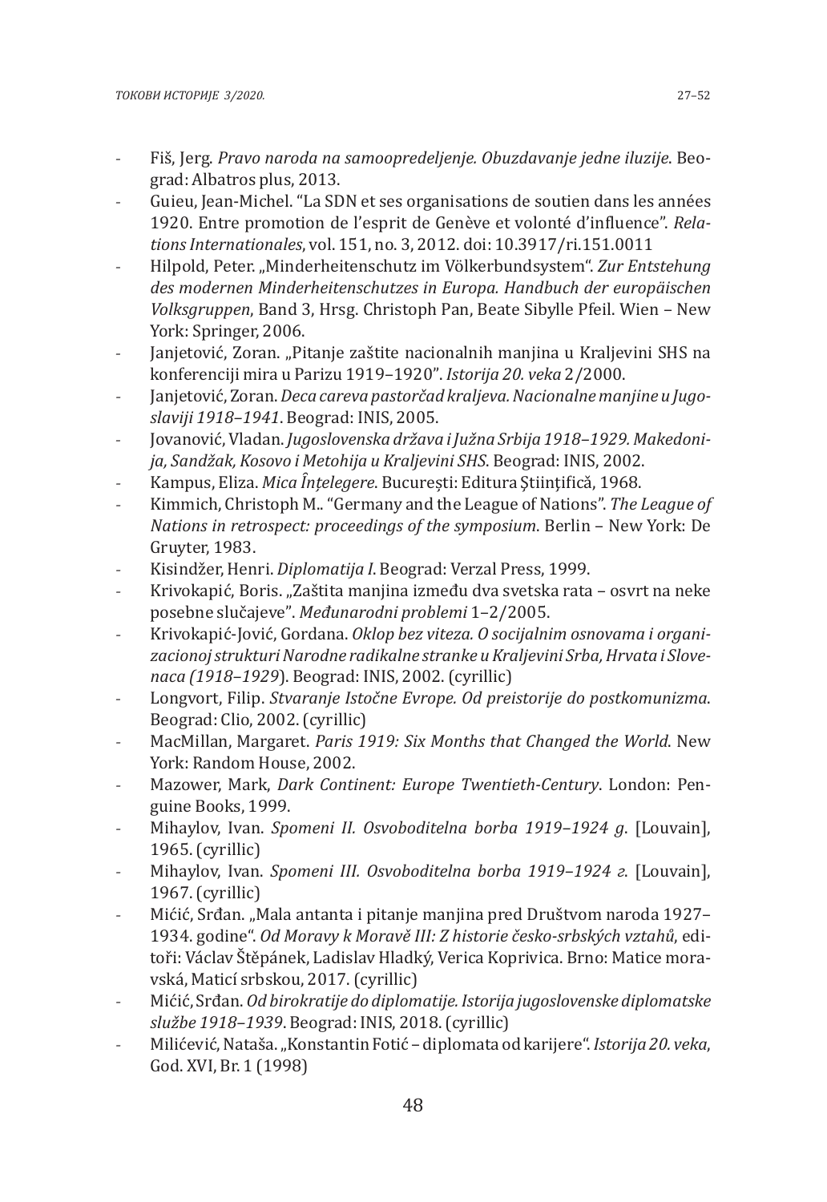- Fiš, Jerg. *Pravo naroda na samoopredeljenje. Obuzdavanje jedne iluzije*. Beograd: Albatros plus, 2013.
- Guieu, Jean-Michel. "La SDN et ses organisations de soutien dans les années 1920. Entre promotion de l'esprit de Genève et volonté d'influence". *Relations Internationales*, vol. 151, no. 3, 2012. doi: 10.3917/ri.151.0011
- Hilpold, Peter. „Minderheitenschutz im Völkerbundsystem". *Zur Entstehung des modernen Minderheitenschutzes in Europa. Handbuch der europäischen Volksgruppen*, Band 3, Hrsg. Christoph Pan, Beate Sibylle Pfeil. Wien – New York: Springer, 2006.
- Janjetović, Zoran. „Pitanje zaštite nacionalnih manjina u Kraljevini SHS na konferenciji mira u Parizu 1919–1920". *Istorija 20. veka* 2/2000.
- Janjetović, Zoran. *Deca careva pastorčad kraljeva. Nacionalne manjine u Jugoslaviji 1918–1941*. Beograd: INIS, 2005.
- Jovanović, Vladan. *Jugoslovenska država i Južna Srbija 1918–1929. Makedonija, Sandžak, Kosovo i Metohija u Kraljevini SHS*. Beograd: INIS, 2002.
- Kampus, Eliza. *Mica Înțelegere*. București: Editura Științifică, 1968.
- Kimmich, Christoph M.. "Germany and the League of Nations". *The League of Nations in retrospect: proceedings of the symposium*. Berlin – New York: De Gruyter, 1983.
- Kisindžer, Henri. *Diplomatija I*. Beograd: Verzal Press, 1999.
- Krivokapić, Boris. „Zaštita manjina između dva svetska rata – osvrt na neke posebne slučajeve". *Međunarodni problemi* 1–2/2005.
- Krivokapić-Jović, Gordana. *Oklop bez viteza. O socijalnim osnovama i organizacionoj strukturi Narodne radikalne stranke u Kraljevini Srba, Hrvata i Slovenaca (1918–1929*). Beograd: INIS, 2002. (cyrillic)
- Longvort, Filip. *Stvaranje Istočne Evrope. Od preistorije do postkomunizma*. Beograd: Clio, 2002. (cyrillic)
- MacMillan, Margaret. *Paris 1919: Six Months that Changed the World*. New York: Random House, 2002.
- Mazower, Mark, *Dark Continent: Europe Twentieth-Century*. London: Penguine Books, 1999.
- Mihaylov, Ivan. *Spomeni II. Osvoboditelna borba 1919–1924 g*. [Louvain], 1965. (cyrillic)
- Mihaylov, Ivan. *Spomeni III. Osvoboditelna borba 1919–1924 г*. [Louvain], 1967. (cyrillic)
- Mićić, Srđan. „Mala antanta i pitanje manjina pred Društvom naroda 1927–1934. godine". *Od Moravy k Moravě III: Z historie česko-srbských vztahů*, editoři: Václav Štěpánek, Ladislav Hladký, Verica Koprivica. Brno: Matice moravská, Maticí srbskou, 2017. (cyrillic)
- Mićić, Srđan. *Od birokratije do diplomatije. Istorija jugoslovenske diplomatske službe 1918–1939*. Beograd: INIS, 2018. (cyrillic)
- Milićević, Nataša. „Konstantin Fotić – diplomata od karijere". *Istorija 20. veka*, God. XVI, Br. 1 (1998)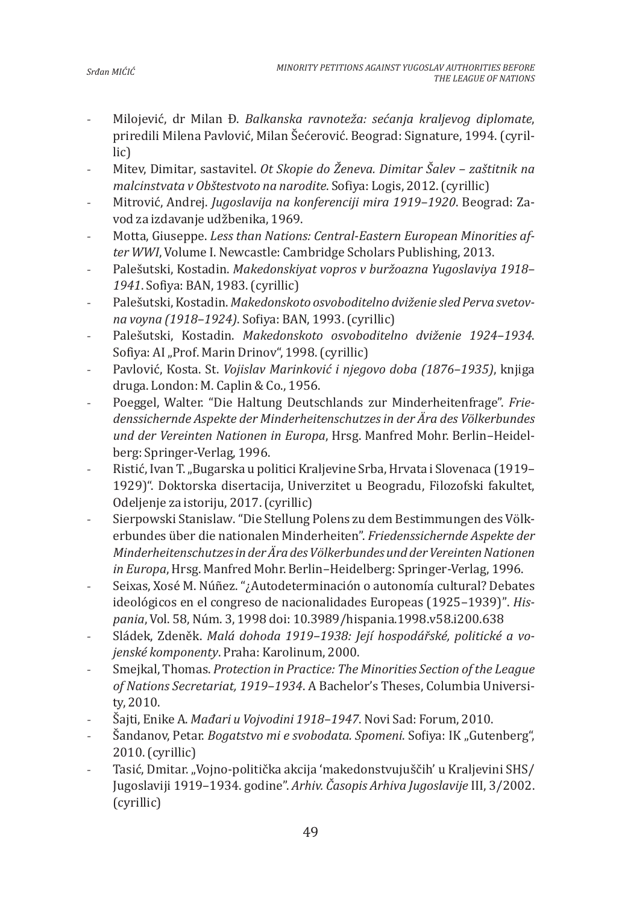- Milojević, dr Milan Đ. *Balkanska ravnoteža: sećanja kraljevog diplomate*, priredili Milena Pavlović, Milan Šećerović. Beograd: Signature, 1994. (cyrillic)
- Mitev, Dimitar, sastavitel. *Ot Skopie do Ženeva. Dimitar Šalev – zaštitnik na malcinstvata v Obštestvoto na narodite*. Sofiya: Logis, 2012. (cyrillic)
- Mitrović, Andrej. *Jugoslavija na konferenciji mira 1919–1920*. Beograd: Zavod za izdavanje udžbenika, 1969.
- Motta, Giuseppe. *Less than Nations: Central-Eastern European Minorities after WWI*, Volume I. Newcastle: Cambridge Scholars Publishing, 2013.
- Palešutski, Kostadin. *Makedonskiyat vopros v buržoazna Yugoslaviya 1918–1941*. Sofiya: BAN, 1983. (cyrillic)
- Palešutski, Kostadin. *Makedonskoto osvoboditelno dviženie sled Perva svetovna voyna (1918–1924)*. Sofiya: BAN, 1993. (cyrillic)
- Palešutski, Kostadin. *Makedonskoto osvoboditelno dviženie 1924–1934*. Sofiya: AI „Prof. Marin Drinov", 1998. (cyrillic)
- Pavlović, Kosta. St. *Vojislav Marinković i njegovo doba (1876–1935)*, knjiga druga. London: M. Caplin & Co., 1956.
- Poeggel, Walter. "Die Haltung Deutschlands zur Minderheitenfrage". *Friedenssichernde Aspekte der Minderheitenschutzes in der Ära des Völkerbundes und der Vereinten Nationen in Europa*, Hrsg. Manfred Mohr. Berlin–Heidelberg: Springer-Verlag, 1996.
- Ristić, Ivan T. „Bugarska u politici Kraljevine Srba, Hrvata i Slovenaca (1919–1929)". Doktorska disertacija, Univerzitet u Beogradu, Filozofski fakultet, Odeljenje za istoriju, 2017. (cyrillic)
- Sierpowski Stanislaw. "Die Stellung Polens zu dem Bestimmungen des Völkerbundes über die nationalen Minderheiten". *Friedenssichernde Aspekte der Minderheitenschutzes in der Ära des Völkerbundes und der Vereinten Nationen in Europa*, Hrsg. Manfred Mohr. Berlin–Heidelberg: Springer-Verlag, 1996.
- Seixas, Xosé M. Núñez. "¿Autodeterminación o autonomía cultural? Debates ideológicos en el congreso de nacionalidades Europeas (1925–1939)". *Hispania*, Vol. 58, Núm. 3, 1998 doi: 10.3989/hispania.1998.v58.i200.638
- Sládek, Zdeněk. *Malá dohoda 1919–1938: Její hospodářské, politické a vojenské komponenty*. Praha: Karolinum, 2000.
- Smejkal, Thomas. *Protection in Practice: The Minorities Section of the League of Nations Secretariat, 1919–1934*. A Bachelor's Theses, Columbia University, 2010.
- Šajti, Enike A. *Mađari u Vojvodini 1918–1947*. Novi Sad: Forum, 2010.
- Šandanov, Petar. *Bogatstvo mi e svobodata. Spomeni*. Sofiya: IK „Gutenberg", 2010. (cyrillic)
- Tasić, Dmitar. „Vojno-politička akcija 'makedonstvujuščih' u Kraljevini SHS/Jugoslaviji 1919–1934. godine". *Arhiv. Časopis Arhiva Jugoslavije* III, 3/2002. (cyrillic)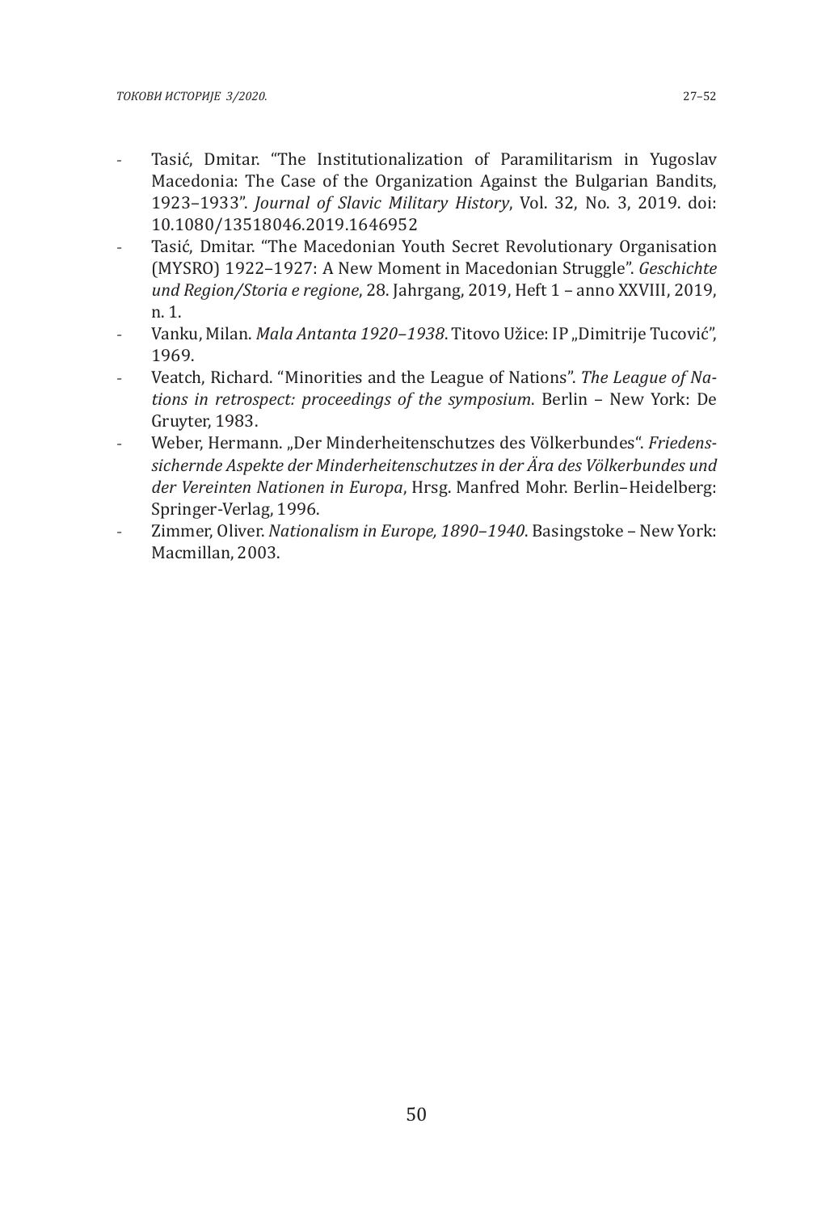- Tasić, Dmitar. "The Institutionalization of Paramilitarism in Yugoslav Macedonia: The Case of the Organization Against the Bulgarian Bandits, 1923–1933". *Journal of Slavic Military History*, Vol. 32, No. 3, 2019. doi: 10.1080/13518046.2019.1646952
- Tasić, Dmitar. "The Macedonian Youth Secret Revolutionary Organisation (MYSRO) 1922–1927: A New Moment in Macedonian Struggle". *Geschichte und Region/Storia e regione*, 28. Jahrgang, 2019, Heft 1 – anno XXVIII, 2019, n. 1.
- Vanku, Milan. *Mala Antanta 1920–1938*. Titovo Užice: IP „Dimitrije Tucović", 1969.
- Veatch, Richard. "Minorities and the League of Nations". *The League of Nations in retrospect: proceedings of the symposium*. Berlin – New York: De Gruyter, 1983.
- Weber, Hermann. „Der Minderheitenschutzes des Völkerbundes". *Friedenssichernde Aspekte der Minderheitenschutzes in der Ära des Völkerbundes und der Vereinten Nationen in Europa*, Hrsg. Manfred Mohr. Berlin–Heidelberg: Springer-Verlag, 1996.
- Zimmer, Oliver. *Nationalism in Europe, 1890–1940*. Basingstoke – New York: Macmillan, 2003.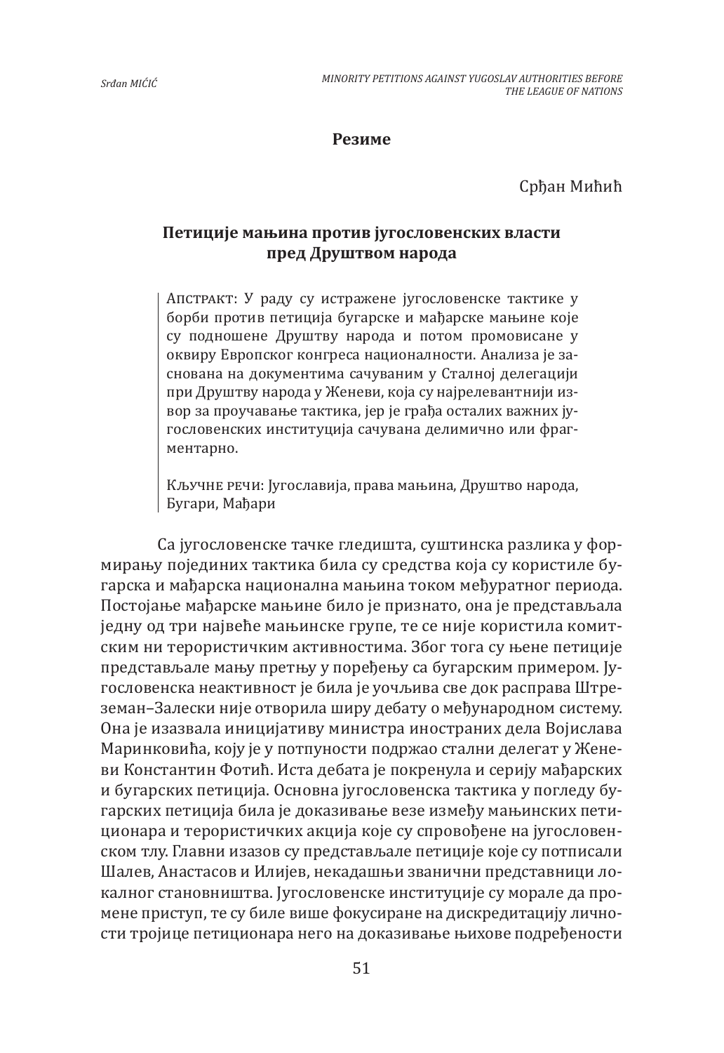## Резиме

Срђан Мићић

### Петиције мањина против југословенских власти пред Друштвом народа

Апстракт: У раду су истражене југословенске тактике у борби против петиција бугарске и мађарске мањине које су подношене Друштву народа и потом промовисане у оквиру Европског конгреса националности. Анализа је заснована на документима сачуваним у Сталној делегацији при Друштву народа у Женеви, која су најрелевантнији извор за проучавање тактика, јер је грађа осталих важних југословенских институција сачувана делимично или фрагментарно.

Кључне речи: Југославија, права мањина, Друштво народа, Бугари, Мађари

Са југословенске тачке гледишта, суштинска разлика у формирању појединих тактика била су средства која су користиле бугарска и мађарска национална мањина током међуратног периода. Постојање мађарске мањине било је признато, она је представљала једну од три највеће мањинске групе, те се није користила комитским ни терористичким активностима. Због тога су њене петиције представљале мању претњу у поређењу са бугарским примером. Југословенска неактивност је била је уочљива све док расправа Штреземан–Залески није отворила ширу дебату о међународном систему. Она је изазвала иницијативу министра иностраних дела Војислава Маринковића, коју је у потпуности подржао стални делегат у Женеви Константин Фотић. Иста дебата је покренула и серију мађарских и бугарских петиција. Основна југословенска тактика у погледу бугарских петиција била је доказивање везе између мањинских петиционара и терористичких акција које су спровођене на југословенском тлу. Главни изазов су представљале петиције које су потписали Шалев, Анастасов и Илијев, некадашњи званични представници локалног становништва. Југословенске институције су морале да промене приступ, те су биле више фокусиране на дискредитацију личности тројице петиционара него на доказивање њихове подређености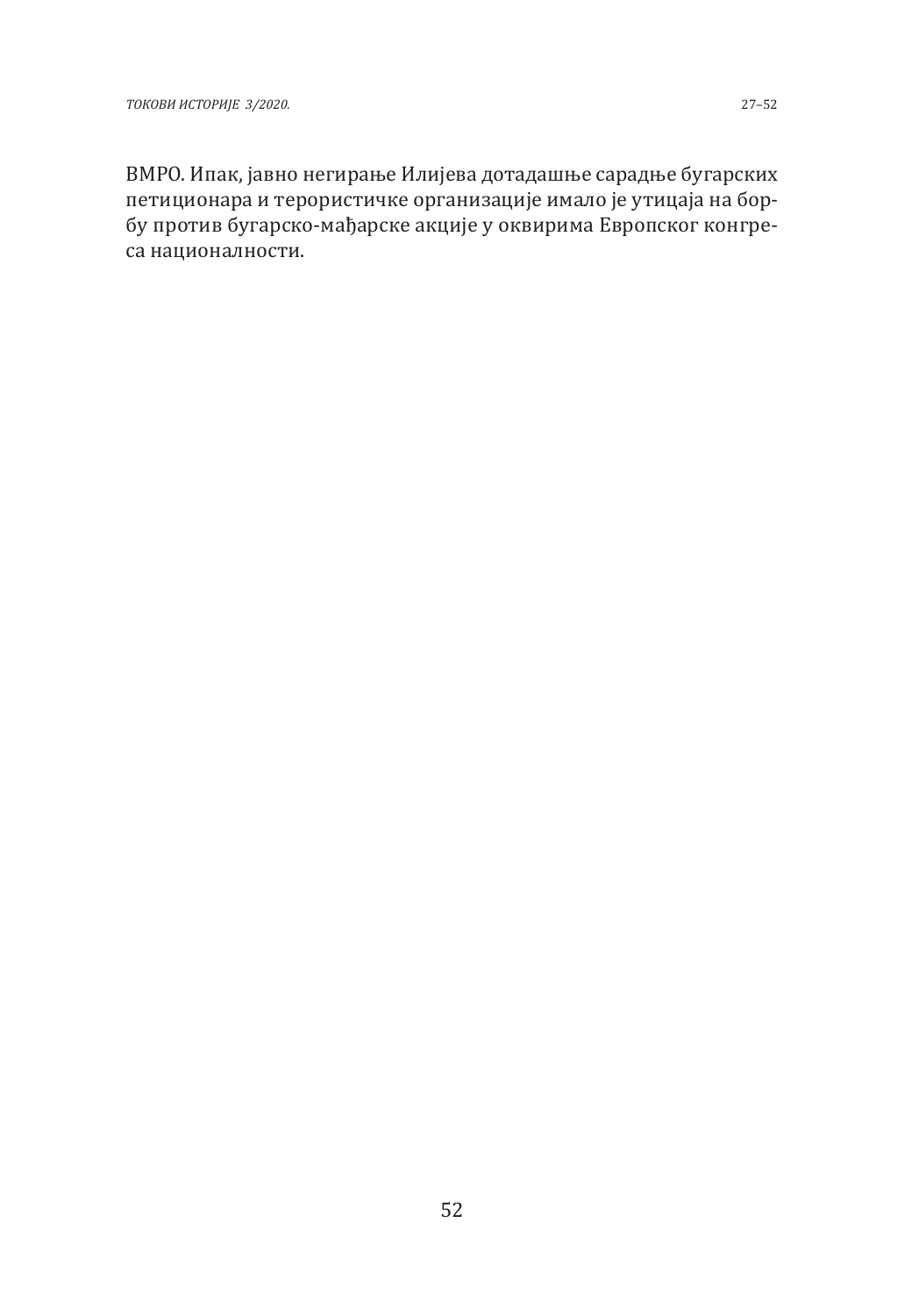ВМРО. Ипак, јавно негирање Илијева дотадашње сарадње бугарских петиционара и терористичке организације имало је утицаја на борбу против бугарско-мађарске акције у оквирима Европског конгреса националности.